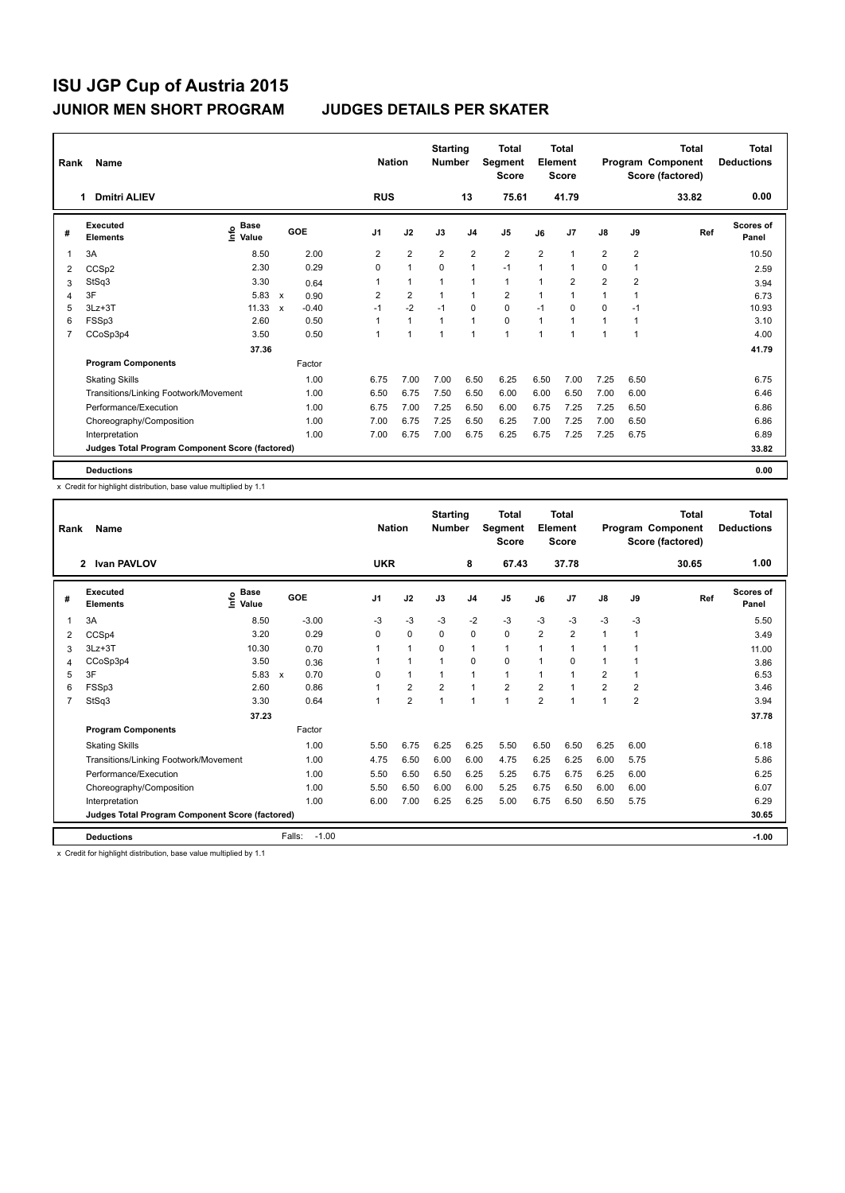# ISU JGP Cup of Austria 2015

## JUNIOR MEN SHORT PROGRAM — JUDGES DETAILS PER SKATER

| Rank | Name | Nation | Starting Number | Total Segment Score | Total Element Score | Total Program Component Score (factored) | Total Deductions |
|---|---|---|---|---|---|---|---|
| 1 | Dmitri ALIEV | RUS | 13 | 75.61 | 41.79 | 33.82 | 0.00 |

| # | Executed Elements | Info | Base Value | | GOE | J1 | J2 | J3 | J4 | J5 | J6 | J7 | J8 | J9 | Ref | Scores of Panel |
|---|---|---|---|---|---|---|---|---|---|---|---|---|---|---|---|---|
| 1 | 3A | | 8.50 | | 2.00 | 2 | 2 | 2 | 2 | 2 | 2 | 1 | 2 | 2 | | 10.50 |
| 2 | CCSp2 | | 2.30 | | 0.29 | 0 | 1 | 0 | 1 | -1 | 1 | 1 | 0 | 1 | | 2.59 |
| 3 | StSq3 | | 3.30 | | 0.64 | 1 | 1 | 1 | 1 | 1 | 1 | 2 | 2 | 2 | | 3.94 |
| 4 | 3F | | 5.83 | x | 0.90 | 2 | 2 | 1 | 1 | 2 | 1 | 1 | 1 | 1 | | 6.73 |
| 5 | 3Lz+3T | | 11.33 | x | -0.40 | -1 | -2 | -1 | 0 | 0 | -1 | 0 | 0 | -1 | | 10.93 |
| 6 | FSSp3 | | 2.60 | | 0.50 | 1 | 1 | 1 | 1 | 0 | 1 | 1 | 1 | 1 | | 3.10 |
| 7 | CCoSp3p4 | | 3.50 | | 0.50 | 1 | 1 | 1 | 1 | 1 | 1 | 1 | 1 | 1 | | 4.00 |
| | | | 37.36 | | | | | | | | | | | | | 41.79 |
| | **Program Components** | | | | Factor | | | | | | | | | | | |
| | Skating Skills | | | | 1.00 | 6.75 | 7.00 | 7.00 | 6.50 | 6.25 | 6.50 | 7.00 | 7.25 | 6.50 | | 6.75 |
| | Transitions/Linking Footwork/Movement | | | | 1.00 | 6.50 | 6.75 | 7.50 | 6.50 | 6.00 | 6.00 | 6.50 | 7.00 | 6.00 | | 6.46 |
| | Performance/Execution | | | | 1.00 | 6.75 | 7.00 | 7.25 | 6.50 | 6.00 | 6.75 | 7.25 | 7.25 | 6.50 | | 6.86 |
| | Choreography/Composition | | | | 1.00 | 7.00 | 6.75 | 7.25 | 6.50 | 6.25 | 7.00 | 7.25 | 7.00 | 6.50 | | 6.86 |
| | Interpretation | | | | 1.00 | 7.00 | 6.75 | 7.00 | 6.75 | 6.25 | 6.75 | 7.25 | 7.25 | 6.75 | | 6.89 |
| | **Judges Total Program Component Score (factored)** | | | | | | | | | | | | | | | 33.82 |
| | **Deductions** | | | | | | | | | | | | | | | 0.00 |

x Credit for highlight distribution, base value multiplied by 1.1

| Rank | Name | Nation | Starting Number | Total Segment Score | Total Element Score | Total Program Component Score (factored) | Total Deductions |
|---|---|---|---|---|---|---|---|
| 2 | Ivan PAVLOV | UKR | 8 | 67.43 | 37.78 | 30.65 | 1.00 |

| # | Executed Elements | Info | Base Value | | GOE | J1 | J2 | J3 | J4 | J5 | J6 | J7 | J8 | J9 | Ref | Scores of Panel |
|---|---|---|---|---|---|---|---|---|---|---|---|---|---|---|---|---|
| 1 | 3A | | 8.50 | | -3.00 | -3 | -3 | -3 | -2 | -3 | -3 | -3 | -3 | -3 | | 5.50 |
| 2 | CCSp4 | | 3.20 | | 0.29 | 0 | 0 | 0 | 0 | 0 | 2 | 2 | 1 | 1 | | 3.49 |
| 3 | 3Lz+3T | | 10.30 | | 0.70 | 1 | 1 | 0 | 1 | 1 | 1 | 1 | 1 | 1 | | 11.00 |
| 4 | CCoSp3p4 | | 3.50 | | 0.36 | 1 | 1 | 1 | 0 | 0 | 1 | 0 | 1 | 1 | | 3.86 |
| 5 | 3F | | 5.83 | x | 0.70 | 0 | 1 | 1 | 1 | 1 | 1 | 1 | 2 | 1 | | 6.53 |
| 6 | FSSp3 | | 2.60 | | 0.86 | 1 | 2 | 2 | 1 | 2 | 2 | 1 | 2 | 2 | | 3.46 |
| 7 | StSq3 | | 3.30 | | 0.64 | 1 | 2 | 1 | 1 | 1 | 2 | 1 | 1 | 2 | | 3.94 |
| | | | 37.23 | | | | | | | | | | | | | 37.78 |
| | **Program Components** | | | | Factor | | | | | | | | | | | |
| | Skating Skills | | | | 1.00 | 5.50 | 6.75 | 6.25 | 6.25 | 5.50 | 6.50 | 6.50 | 6.25 | 6.00 | | 6.18 |
| | Transitions/Linking Footwork/Movement | | | | 1.00 | 4.75 | 6.50 | 6.00 | 6.00 | 4.75 | 6.25 | 6.25 | 6.00 | 5.75 | | 5.86 |
| | Performance/Execution | | | | 1.00 | 5.50 | 6.50 | 6.50 | 6.25 | 5.25 | 6.75 | 6.75 | 6.25 | 6.00 | | 6.25 |
| | Choreography/Composition | | | | 1.00 | 5.50 | 6.50 | 6.00 | 6.00 | 5.25 | 6.75 | 6.50 | 6.00 | 6.00 | | 6.07 |
| | Interpretation | | | | 1.00 | 6.00 | 7.00 | 6.25 | 6.25 | 5.00 | 6.75 | 6.50 | 6.50 | 5.75 | | 6.29 |
| | **Judges Total Program Component Score (factored)** | | | | | | | | | | | | | | | 30.65 |
| | **Deductions** | | | | Falls: -1.00 | | | | | | | | | | | -1.00 |

x Credit for highlight distribution, base value multiplied by 1.1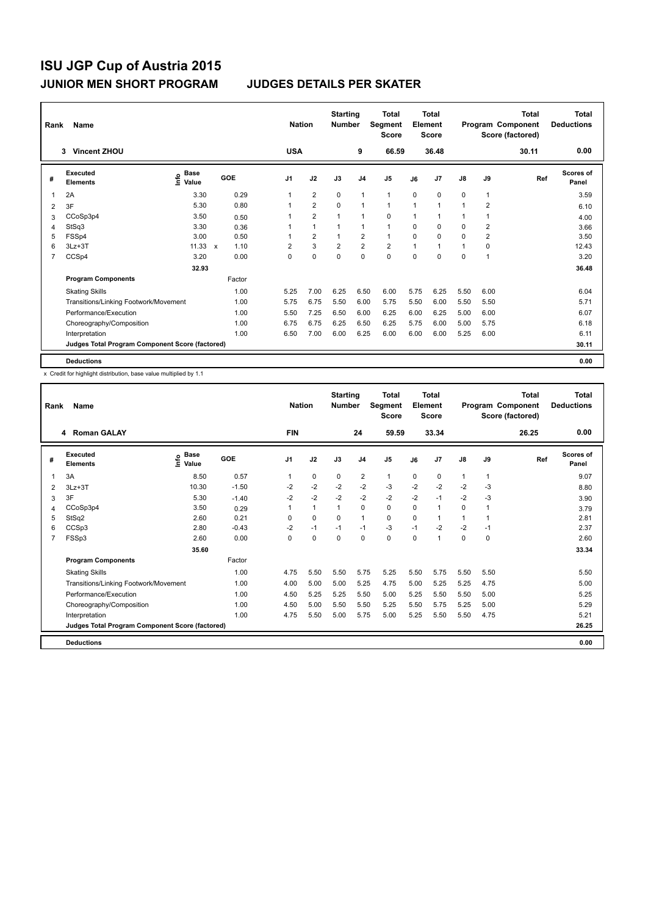# ISU JGP Cup of Austria 2015

## JUNIOR MEN SHORT PROGRAM — JUDGES DETAILS PER SKATER

| Rank | Name | Nation | Starting Number | Total Segment Score | Total Element Score | Total Program Component Score (factored) | Total Deductions |
|---|---|---|---|---|---|---|---|
| 3 | Vincent ZHOU | USA | 9 | 66.59 | 36.48 | 30.11 | 0.00 |

| # | Executed Elements | Info | Base Value | | GOE | J1 | J2 | J3 | J4 | J5 | J6 | J7 | J8 | J9 | Ref | Scores of Panel |
|---|---|---|---|---|---|---|---|---|---|---|---|---|---|---|---|---|
| 1 | 2A | | 3.30 | | 0.29 | 1 | 2 | 0 | 1 | 1 | 0 | 0 | 0 | 1 | | 3.59 |
| 2 | 3F | | 5.30 | | 0.80 | 1 | 2 | 1 | 1 | 1 | 1 | 1 | 1 | 2 | | 6.10 |
| 3 | CCoSp3p4 | | 3.50 | | 0.50 | 1 | 2 | 1 | 1 | 0 | 1 | 1 | 1 | 1 | | 4.00 |
| 4 | StSq3 | | 3.30 | | 0.36 | 1 | 1 | 1 | 1 | 1 | 0 | 0 | 0 | 2 | | 3.66 |
| 5 | FSSp4 | | 3.00 | | 0.50 | 1 | 2 | 1 | 2 | 1 | 0 | 0 | 0 | 2 | | 3.50 |
| 6 | 3Lz+3T | | 11.33 | x | 1.10 | 2 | 3 | 2 | 2 | 2 | 1 | 1 | 1 | 0 | | 12.43 |
| 7 | CCSp4 | | 3.20 | | 0.00 | 0 | 0 | 0 | 0 | 0 | 0 | 0 | 0 | 1 | | 3.20 |
| | | | 32.93 | | | | | | | | | | | | | 36.48 |
| | **Program Components** | | | | Factor | | | | | | | | | | | |
| | Skating Skills | | | | 1.00 | 5.25 | 7.00 | 6.25 | 6.50 | 6.00 | 5.75 | 6.25 | 5.50 | 6.00 | | 6.04 |
| | Transitions/Linking Footwork/Movement | | | | 1.00 | 5.75 | 6.75 | 5.50 | 6.00 | 5.75 | 5.50 | 6.00 | 5.50 | 5.50 | | 5.71 |
| | Performance/Execution | | | | 1.00 | 5.50 | 7.25 | 6.50 | 6.00 | 6.25 | 6.00 | 6.25 | 5.00 | 6.00 | | 6.07 |
| | Choreography/Composition | | | | 1.00 | 6.75 | 6.75 | 6.25 | 6.50 | 6.25 | 5.75 | 6.00 | 5.00 | 5.75 | | 6.18 |
| | Interpretation | | | | 1.00 | 6.50 | 7.00 | 6.00 | 6.25 | 6.00 | 6.00 | 6.00 | 5.25 | 6.00 | | 6.11 |
| | **Judges Total Program Component Score (factored)** | | | | | | | | | | | | | | | 30.11 |
| | **Deductions** | | | | | | | | | | | | | | | 0.00 |

x Credit for highlight distribution, base value multiplied by 1.1

| Rank | Name | Nation | Starting Number | Total Segment Score | Total Element Score | Total Program Component Score (factored) | Total Deductions |
|---|---|---|---|---|---|---|---|
| 4 | Roman GALAY | FIN | 24 | 59.59 | 33.34 | 26.25 | 0.00 |

| # | Executed Elements | Info | Base Value | GOE | J1 | J2 | J3 | J4 | J5 | J6 | J7 | J8 | J9 | Ref | Scores of Panel |
|---|---|---|---|---|---|---|---|---|---|---|---|---|---|---|---|
| 1 | 3A | | 8.50 | 0.57 | 1 | 0 | 0 | 2 | 1 | 0 | 0 | 1 | 1 | | 9.07 |
| 2 | 3Lz+3T | | 10.30 | -1.50 | -2 | -2 | -2 | -2 | -3 | -2 | -2 | -2 | -3 | | 8.80 |
| 3 | 3F | | 5.30 | -1.40 | -2 | -2 | -2 | -2 | -2 | -2 | -1 | -2 | -3 | | 3.90 |
| 4 | CCoSp3p4 | | 3.50 | 0.29 | 1 | 1 | 1 | 0 | 0 | 0 | 1 | 0 | 1 | | 3.79 |
| 5 | StSq2 | | 2.60 | 0.21 | 0 | 0 | 0 | 1 | 0 | 0 | 1 | 1 | 1 | | 2.81 |
| 6 | CCSp3 | | 2.80 | -0.43 | -2 | -1 | -1 | -1 | -3 | -1 | -2 | -2 | -1 | | 2.37 |
| 7 | FSSp3 | | 2.60 | 0.00 | 0 | 0 | 0 | 0 | 0 | 0 | 1 | 0 | 0 | | 2.60 |
| | | | 35.60 | | | | | | | | | | | | 33.34 |
| | **Program Components** | | | Factor | | | | | | | | | | | |
| | Skating Skills | | | 1.00 | 4.75 | 5.50 | 5.50 | 5.75 | 5.25 | 5.50 | 5.75 | 5.50 | 5.50 | | 5.50 |
| | Transitions/Linking Footwork/Movement | | | 1.00 | 4.00 | 5.00 | 5.00 | 5.25 | 4.75 | 5.00 | 5.25 | 5.25 | 4.75 | | 5.00 |
| | Performance/Execution | | | 1.00 | 4.50 | 5.25 | 5.25 | 5.50 | 5.00 | 5.25 | 5.50 | 5.50 | 5.00 | | 5.25 |
| | Choreography/Composition | | | 1.00 | 4.50 | 5.00 | 5.50 | 5.50 | 5.25 | 5.50 | 5.75 | 5.25 | 5.00 | | 5.29 |
| | Interpretation | | | 1.00 | 4.75 | 5.50 | 5.00 | 5.75 | 5.00 | 5.25 | 5.50 | 5.50 | 4.75 | | 5.21 |
| | **Judges Total Program Component Score (factored)** | | | | | | | | | | | | | | 26.25 |
| | **Deductions** | | | | | | | | | | | | | | 0.00 |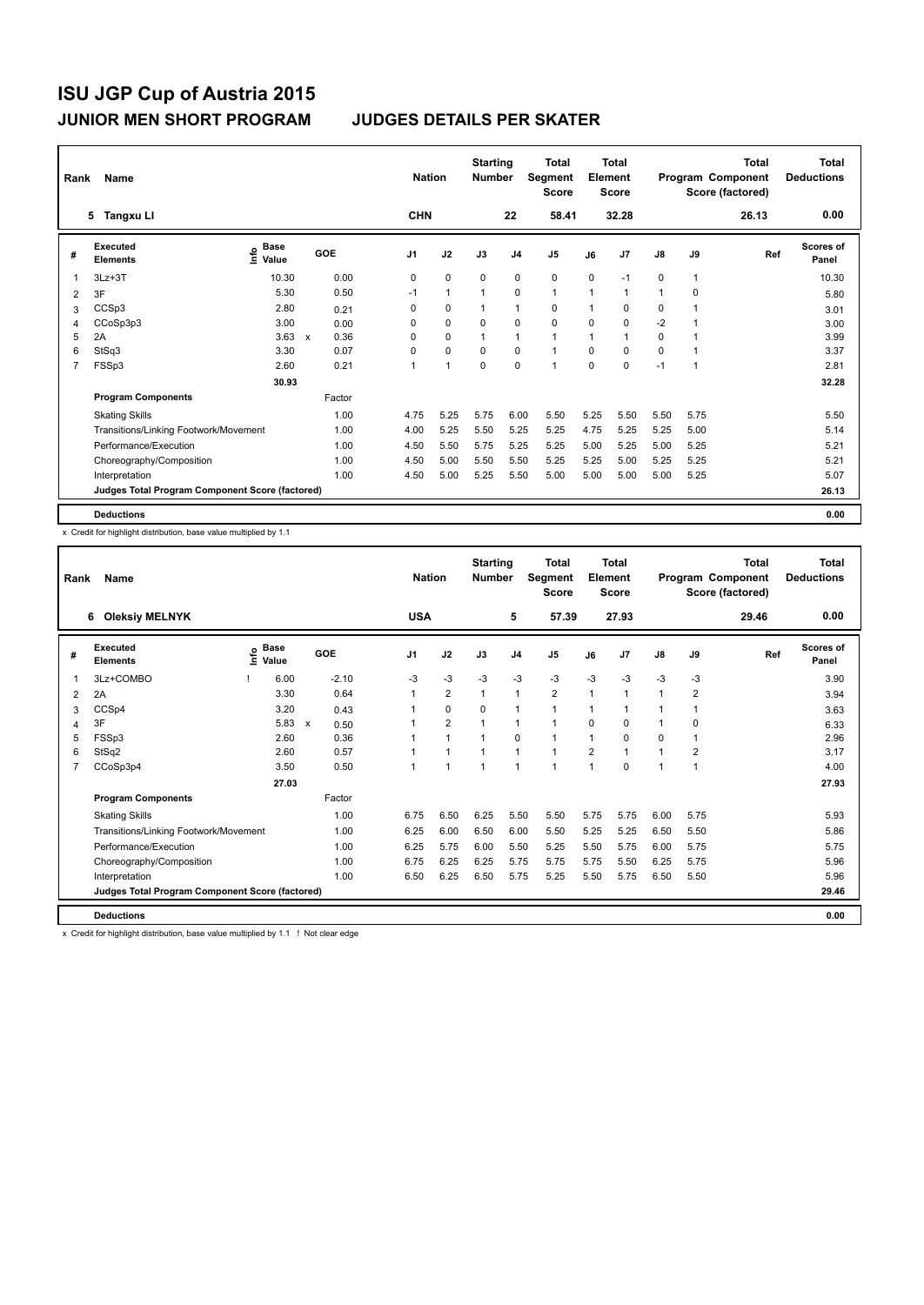# ISU JGP Cup of Austria 2015

## JUNIOR MEN SHORT PROGRAM — JUDGES DETAILS PER SKATER

| Rank | Name | Nation | Starting Number | Total Segment Score | Total Element Score | Total Program Component Score (factored) | Total Deductions |
|---|---|---|---|---|---|---|---|
| 5 | Tangxu LI | CHN | 22 | 58.41 | 32.28 | 26.13 | 0.00 |

| # | Executed Elements | Info | Base Value | | GOE | J1 | J2 | J3 | J4 | J5 | J6 | J7 | J8 | J9 | Ref | Scores of Panel |
|---|---|---|---|---|---|---|---|---|---|---|---|---|---|---|---|---|
| 1 | 3Lz+3T | | 10.30 | | 0.00 | 0 | 0 | 0 | 0 | 0 | 0 | -1 | 0 | 1 | | 10.30 |
| 2 | 3F | | 5.30 | | 0.50 | -1 | 1 | 1 | 0 | 1 | 1 | 1 | 1 | 0 | | 5.80 |
| 3 | CCSp3 | | 2.80 | | 0.21 | 0 | 0 | 1 | 1 | 0 | 1 | 0 | 0 | 1 | | 3.01 |
| 4 | CCoSp3p3 | | 3.00 | | 0.00 | 0 | 0 | 0 | 0 | 0 | 0 | 0 | -2 | 1 | | 3.00 |
| 5 | 2A | | 3.63 | x | 0.36 | 0 | 0 | 1 | 1 | 1 | 1 | 1 | 0 | 1 | | 3.99 |
| 6 | StSq3 | | 3.30 | | 0.07 | 0 | 0 | 0 | 0 | 1 | 0 | 0 | 0 | 1 | | 3.37 |
| 7 | FSSp3 | | 2.60 | | 0.21 | 1 | 1 | 0 | 0 | 1 | 0 | 0 | -1 | 1 | | 2.81 |
| | | | 30.93 | | | | | | | | | | | | | 32.28 |
| | **Program Components** | | | | Factor | | | | | | | | | | | |
| | Skating Skills | | | | 1.00 | 4.75 | 5.25 | 5.75 | 6.00 | 5.50 | 5.25 | 5.50 | 5.50 | 5.75 | | 5.50 |
| | Transitions/Linking Footwork/Movement | | | | 1.00 | 4.00 | 5.25 | 5.50 | 5.25 | 5.25 | 4.75 | 5.25 | 5.25 | 5.00 | | 5.14 |
| | Performance/Execution | | | | 1.00 | 4.50 | 5.50 | 5.75 | 5.25 | 5.25 | 5.00 | 5.25 | 5.00 | 5.25 | | 5.21 |
| | Choreography/Composition | | | | 1.00 | 4.50 | 5.00 | 5.50 | 5.50 | 5.25 | 5.25 | 5.00 | 5.25 | 5.25 | | 5.21 |
| | Interpretation | | | | 1.00 | 4.50 | 5.00 | 5.25 | 5.50 | 5.00 | 5.00 | 5.00 | 5.00 | 5.25 | | 5.07 |
| | **Judges Total Program Component Score (factored)** | | | | | | | | | | | | | | | 26.13 |
| | **Deductions** | | | | | | | | | | | | | | | 0.00 |

x Credit for highlight distribution, base value multiplied by 1.1

| Rank | Name | Nation | Starting Number | Total Segment Score | Total Element Score | Total Program Component Score (factored) | Total Deductions |
|---|---|---|---|---|---|---|---|
| 6 | Oleksiy MELNYK | USA | 5 | 57.39 | 27.93 | 29.46 | 0.00 |

| # | Executed Elements | Info | Base Value | | GOE | J1 | J2 | J3 | J4 | J5 | J6 | J7 | J8 | J9 | Ref | Scores of Panel |
|---|---|---|---|---|---|---|---|---|---|---|---|---|---|---|---|---|
| 1 | 3Lz+COMBO | ! | 6.00 | | -2.10 | -3 | -3 | -3 | -3 | -3 | -3 | -3 | -3 | -3 | | 3.90 |
| 2 | 2A | | 3.30 | | 0.64 | 1 | 2 | 1 | 1 | 2 | 1 | 1 | 1 | 2 | | 3.94 |
| 3 | CCSp4 | | 3.20 | | 0.43 | 1 | 0 | 0 | 1 | 1 | 1 | 1 | 1 | 1 | | 3.63 |
| 4 | 3F | | 5.83 | x | 0.50 | 1 | 2 | 1 | 1 | 1 | 0 | 0 | 1 | 0 | | 6.33 |
| 5 | FSSp3 | | 2.60 | | 0.36 | 1 | 1 | 1 | 0 | 1 | 1 | 0 | 0 | 1 | | 2.96 |
| 6 | StSq2 | | 2.60 | | 0.57 | 1 | 1 | 1 | 1 | 1 | 2 | 1 | 1 | 2 | | 3.17 |
| 7 | CCoSp3p4 | | 3.50 | | 0.50 | 1 | 1 | 1 | 1 | 1 | 1 | 0 | 1 | 1 | | 4.00 |
| | | | 27.03 | | | | | | | | | | | | | 27.93 |
| | **Program Components** | | | | Factor | | | | | | | | | | | |
| | Skating Skills | | | | 1.00 | 6.75 | 6.50 | 6.25 | 5.50 | 5.50 | 5.75 | 5.75 | 6.00 | 5.75 | | 5.93 |
| | Transitions/Linking Footwork/Movement | | | | 1.00 | 6.25 | 6.00 | 6.50 | 6.00 | 5.50 | 5.25 | 5.25 | 6.50 | 5.50 | | 5.86 |
| | Performance/Execution | | | | 1.00 | 6.25 | 5.75 | 6.00 | 5.50 | 5.25 | 5.50 | 5.75 | 6.00 | 5.75 | | 5.75 |
| | Choreography/Composition | | | | 1.00 | 6.75 | 6.25 | 6.25 | 5.75 | 5.75 | 5.75 | 5.50 | 6.25 | 5.75 | | 5.96 |
| | Interpretation | | | | 1.00 | 6.50 | 6.25 | 6.50 | 5.75 | 5.25 | 5.50 | 5.75 | 6.50 | 5.50 | | 5.96 |
| | **Judges Total Program Component Score (factored)** | | | | | | | | | | | | | | | 29.46 |
| | **Deductions** | | | | | | | | | | | | | | | 0.00 |

x Credit for highlight distribution, base value multiplied by 1.1 ! Not clear edge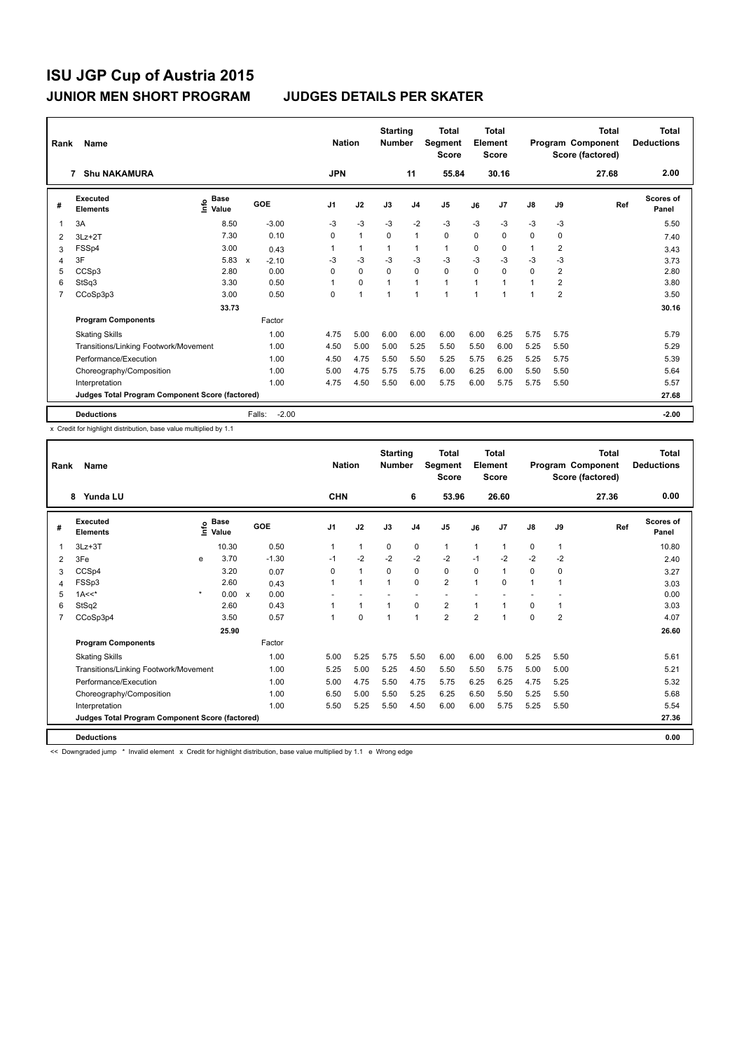# ISU JGP Cup of Austria 2015

## JUNIOR MEN SHORT PROGRAM — JUDGES DETAILS PER SKATER

| Rank | Name | Nation | Starting Number | Total Segment Score | Total Element Score | Total Program Component Score (factored) | Total Deductions |
|---|---|---|---|---|---|---|---|
| 7 | Shu NAKAMURA | JPN | 11 | 55.84 | 30.16 | 27.68 | 2.00 |

| # | Executed Elements | Info | Base Value | | GOE | J1 | J2 | J3 | J4 | J5 | J6 | J7 | J8 | J9 | Ref | Scores of Panel |
|---|---|---|---|---|---|---|---|---|---|---|---|---|---|---|---|---|
| 1 | 3A | | 8.50 | | -3.00 | -3 | -3 | -3 | -2 | -3 | -3 | -3 | -3 | -3 | | 5.50 |
| 2 | 3Lz+2T | | 7.30 | | 0.10 | 0 | 1 | 0 | 1 | 0 | 0 | 0 | 0 | 0 | | 7.40 |
| 3 | FSSp4 | | 3.00 | | 0.43 | 1 | 1 | 1 | 1 | 1 | 0 | 0 | 1 | 2 | | 3.43 |
| 4 | 3F | | 5.83 | x | -2.10 | -3 | -3 | -3 | -3 | -3 | -3 | -3 | -3 | -3 | | 3.73 |
| 5 | CCSp3 | | 2.80 | | 0.00 | 0 | 0 | 0 | 0 | 0 | 0 | 0 | 0 | 2 | | 2.80 |
| 6 | StSq3 | | 3.30 | | 0.50 | 1 | 0 | 1 | 1 | 1 | 1 | 1 | 1 | 2 | | 3.80 |
| 7 | CCoSp3p3 | | 3.00 | | 0.50 | 0 | 1 | 1 | 1 | 1 | 1 | 1 | 1 | 2 | | 3.50 |
| | | | 33.73 | | | | | | | | | | | | | 30.16 |
| | **Program Components** | | | | Factor | | | | | | | | | | | |
| | Skating Skills | | | | 1.00 | 4.75 | 5.00 | 6.00 | 6.00 | 6.00 | 6.00 | 6.25 | 5.75 | 5.75 | | 5.79 |
| | Transitions/Linking Footwork/Movement | | | | 1.00 | 4.50 | 5.00 | 5.00 | 5.25 | 5.50 | 5.50 | 6.00 | 5.25 | 5.50 | | 5.29 |
| | Performance/Execution | | | | 1.00 | 4.50 | 4.75 | 5.50 | 5.50 | 5.25 | 5.75 | 6.25 | 5.25 | 5.75 | | 5.39 |
| | Choreography/Composition | | | | 1.00 | 5.00 | 4.75 | 5.75 | 5.75 | 6.00 | 6.25 | 6.00 | 5.50 | 5.50 | | 5.64 |
| | Interpretation | | | | 1.00 | 4.75 | 4.50 | 5.50 | 6.00 | 5.75 | 6.00 | 5.75 | 5.75 | 5.50 | | 5.57 |
| | **Judges Total Program Component Score (factored)** | | | | | | | | | | | | | | | 27.68 |
| | **Deductions** | | | | Falls: -2.00 | | | | | | | | | | | -2.00 |

x Credit for highlight distribution, base value multiplied by 1.1

| Rank | Name | Nation | Starting Number | Total Segment Score | Total Element Score | Total Program Component Score (factored) | Total Deductions |
|---|---|---|---|---|---|---|---|
| 8 | Yunda LU | CHN | 6 | 53.96 | 26.60 | 27.36 | 0.00 |

| # | Executed Elements | Info | Base Value | | GOE | J1 | J2 | J3 | J4 | J5 | J6 | J7 | J8 | J9 | Ref | Scores of Panel |
|---|---|---|---|---|---|---|---|---|---|---|---|---|---|---|---|---|
| 1 | 3Lz+3T | | 10.30 | | 0.50 | 1 | 1 | 0 | 0 | 1 | 1 | 1 | 0 | 1 | | 10.80 |
| 2 | 3Fe | e | 3.70 | | -1.30 | -1 | -2 | -2 | -2 | -2 | -1 | -2 | -2 | -2 | | 2.40 |
| 3 | CCSp4 | | 3.20 | | 0.07 | 0 | 1 | 0 | 0 | 0 | 0 | 1 | 0 | 0 | | 3.27 |
| 4 | FSSp3 | | 2.60 | | 0.43 | 1 | 1 | 1 | 0 | 2 | 1 | 0 | 1 | 1 | | 3.03 |
| 5 | 1A<<* | * | 0.00 | x | 0.00 | - | - | - | - | - | - | - | - | - | | 0.00 |
| 6 | StSq2 | | 2.60 | | 0.43 | 1 | 1 | 1 | 0 | 2 | 1 | 1 | 0 | 1 | | 3.03 |
| 7 | CCoSp3p4 | | 3.50 | | 0.57 | 1 | 0 | 1 | 1 | 2 | 2 | 1 | 0 | 2 | | 4.07 |
| | | | 25.90 | | | | | | | | | | | | | 26.60 |
| | **Program Components** | | | | Factor | | | | | | | | | | | |
| | Skating Skills | | | | 1.00 | 5.00 | 5.25 | 5.75 | 5.50 | 6.00 | 6.00 | 6.00 | 5.25 | 5.50 | | 5.61 |
| | Transitions/Linking Footwork/Movement | | | | 1.00 | 5.25 | 5.00 | 5.25 | 4.50 | 5.50 | 5.50 | 5.75 | 5.00 | 5.00 | | 5.21 |
| | Performance/Execution | | | | 1.00 | 5.00 | 4.75 | 5.50 | 4.75 | 5.75 | 6.25 | 6.25 | 4.75 | 5.25 | | 5.32 |
| | Choreography/Composition | | | | 1.00 | 6.50 | 5.00 | 5.50 | 5.25 | 6.25 | 6.50 | 5.50 | 5.25 | 5.50 | | 5.68 |
| | Interpretation | | | | 1.00 | 5.50 | 5.25 | 5.50 | 4.50 | 6.00 | 6.00 | 5.75 | 5.25 | 5.50 | | 5.54 |
| | **Judges Total Program Component Score (factored)** | | | | | | | | | | | | | | | 27.36 |
| | **Deductions** | | | | | | | | | | | | | | | 0.00 |

<< Downgraded jump * Invalid element x Credit for highlight distribution, base value multiplied by 1.1 e Wrong edge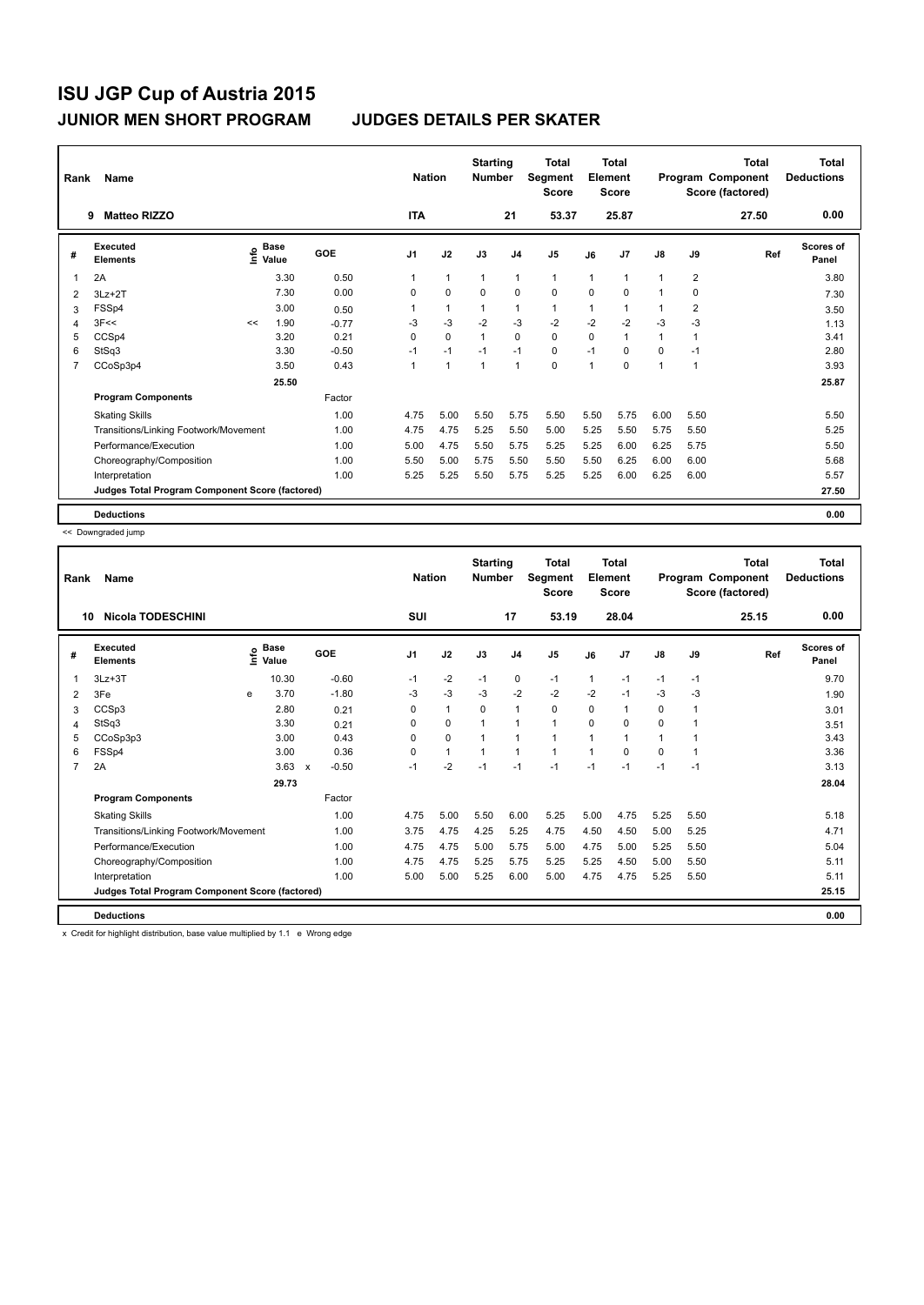# ISU JGP Cup of Austria 2015

## JUNIOR MEN SHORT PROGRAM JUDGES DETAILS PER SKATER

| Rank | Name | Nation | Starting Number | Total Segment Score | Total Element Score | Total Program Component Score (factored) | Total Deductions |
|---|---|---|---|---|---|---|---|
| 9 | Matteo RIZZO | ITA | 21 | 53.37 | 25.87 | 27.50 | 0.00 |

| # | Executed Elements | Info | Base Value | GOE | J1 | J2 | J3 | J4 | J5 | J6 | J7 | J8 | J9 | Ref | Scores of Panel |
|---|---|---|---|---|---|---|---|---|---|---|---|---|---|---|---|
| 1 | 2A | | 3.30 | 0.50 | 1 | 1 | 1 | 1 | 1 | 1 | 1 | 1 | 2 | | 3.80 |
| 2 | 3Lz+2T | | 7.30 | 0.00 | 0 | 0 | 0 | 0 | 0 | 0 | 0 | 1 | 0 | | 7.30 |
| 3 | FSSp4 | | 3.00 | 0.50 | 1 | 1 | 1 | 1 | 1 | 1 | 1 | 1 | 2 | | 3.50 |
| 4 | 3F<< | << | 1.90 | -0.77 | -3 | -3 | -2 | -3 | -2 | -2 | -2 | -3 | -3 | | 1.13 |
| 5 | CCSp4 | | 3.20 | 0.21 | 0 | 0 | 1 | 0 | 0 | 0 | 1 | 1 | 1 | | 3.41 |
| 6 | StSq3 | | 3.30 | -0.50 | -1 | -1 | -1 | -1 | 0 | -1 | 0 | 0 | -1 | | 2.80 |
| 7 | CCoSp3p4 | | 3.50 | 0.43 | 1 | 1 | 1 | 1 | 0 | 1 | 0 | 1 | 1 | | 3.93 |
| | | | 25.50 | | | | | | | | | | | | 25.87 |

| Program Components | Factor | J1 | J2 | J3 | J4 | J5 | J6 | J7 | J8 | J9 | Scores of Panel |
|---|---|---|---|---|---|---|---|---|---|---|---|
| Skating Skills | 1.00 | 4.75 | 5.00 | 5.50 | 5.75 | 5.50 | 5.50 | 5.75 | 6.00 | 5.50 | 5.50 |
| Transitions/Linking Footwork/Movement | 1.00 | 4.75 | 4.75 | 5.25 | 5.50 | 5.00 | 5.25 | 5.50 | 5.75 | 5.50 | 5.25 |
| Performance/Execution | 1.00 | 5.00 | 4.75 | 5.50 | 5.75 | 5.25 | 5.25 | 6.00 | 6.25 | 5.75 | 5.50 |
| Choreography/Composition | 1.00 | 5.50 | 5.00 | 5.75 | 5.50 | 5.50 | 5.50 | 6.25 | 6.00 | 6.00 | 5.68 |
| Interpretation | 1.00 | 5.25 | 5.25 | 5.50 | 5.75 | 5.25 | 5.25 | 6.00 | 6.25 | 6.00 | 5.57 |
| Judges Total Program Component Score (factored) | | | | | | | | | | | 27.50 |
| **Deductions** | | | | | | | | | | | 0.00 |

<< Downgraded jump

| Rank | Name | Nation | Starting Number | Total Segment Score | Total Element Score | Total Program Component Score (factored) | Total Deductions |
|---|---|---|---|---|---|---|---|
| 10 | Nicola TODESCHINI | SUI | 17 | 53.19 | 28.04 | 25.15 | 0.00 |

| # | Executed Elements | Info | Base Value | | GOE | J1 | J2 | J3 | J4 | J5 | J6 | J7 | J8 | J9 | Ref | Scores of Panel |
|---|---|---|---|---|---|---|---|---|---|---|---|---|---|---|---|---|
| 1 | 3Lz+3T | | 10.30 | | -0.60 | -1 | -2 | -1 | 0 | -1 | 1 | -1 | -1 | -1 | | 9.70 |
| 2 | 3Fe | e | 3.70 | | -1.80 | -3 | -3 | -3 | -2 | -2 | -2 | -1 | -3 | -3 | | 1.90 |
| 3 | CCSp3 | | 2.80 | | 0.21 | 0 | 1 | 0 | 1 | 0 | 0 | 1 | 0 | 1 | | 3.01 |
| 4 | StSq3 | | 3.30 | | 0.21 | 0 | 0 | 1 | 1 | 1 | 0 | 0 | 0 | 1 | | 3.51 |
| 5 | CCoSp3p3 | | 3.00 | | 0.43 | 0 | 0 | 1 | 1 | 1 | 1 | 1 | 1 | 1 | | 3.43 |
| 6 | FSSp4 | | 3.00 | | 0.36 | 0 | 1 | 1 | 1 | 1 | 1 | 0 | 0 | 1 | | 3.36 |
| 7 | 2A | | 3.63 | x | -0.50 | -1 | -2 | -1 | -1 | -1 | -1 | -1 | -1 | -1 | | 3.13 |
| | | | 29.73 | | | | | | | | | | | | | 28.04 |

| Program Components | Factor | J1 | J2 | J3 | J4 | J5 | J6 | J7 | J8 | J9 | Scores of Panel |
|---|---|---|---|---|---|---|---|---|---|---|---|
| Skating Skills | 1.00 | 4.75 | 5.00 | 5.50 | 6.00 | 5.25 | 5.00 | 4.75 | 5.25 | 5.50 | 5.18 |
| Transitions/Linking Footwork/Movement | 1.00 | 3.75 | 4.75 | 4.25 | 5.25 | 4.75 | 4.50 | 4.50 | 5.00 | 5.25 | 4.71 |
| Performance/Execution | 1.00 | 4.75 | 4.75 | 5.00 | 5.75 | 5.00 | 4.75 | 5.00 | 5.25 | 5.50 | 5.04 |
| Choreography/Composition | 1.00 | 4.75 | 4.75 | 5.25 | 5.75 | 5.25 | 5.25 | 4.50 | 5.00 | 5.50 | 5.11 |
| Interpretation | 1.00 | 5.00 | 5.00 | 5.25 | 6.00 | 5.00 | 4.75 | 4.75 | 5.25 | 5.50 | 5.11 |
| Judges Total Program Component Score (factored) | | | | | | | | | | | 25.15 |
| **Deductions** | | | | | | | | | | | 0.00 |

x Credit for highlight distribution, base value multiplied by 1.1 e Wrong edge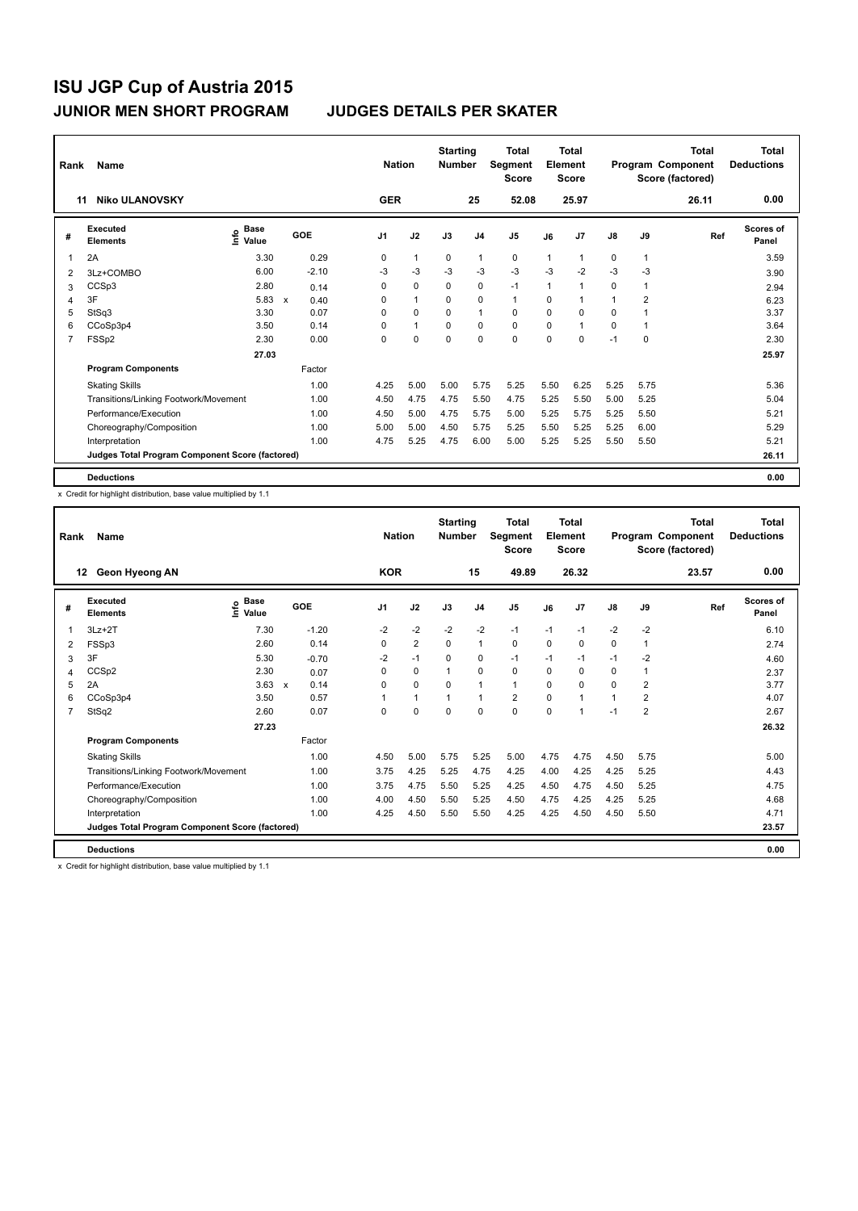# ISU JGP Cup of Austria 2015

## JUNIOR MEN SHORT PROGRAM — JUDGES DETAILS PER SKATER

| Rank | Name | Nation | Starting Number | Total Segment Score | Total Element Score | Total Program Component Score (factored) | Total Deductions |
|---|---|---|---|---|---|---|---|
| 11 | Niko ULANOVSKY | GER | 25 | 52.08 | 25.97 | 26.11 | 0.00 |

| # | Executed Elements | Info | Base Value | | GOE | J1 | J2 | J3 | J4 | J5 | J6 | J7 | J8 | J9 | Ref | Scores of Panel |
|---|---|---|---|---|---|---|---|---|---|---|---|---|---|---|---|---|
| 1 | 2A | | 3.30 | | 0.29 | 0 | 1 | 0 | 1 | 0 | 1 | 1 | 0 | 1 | | 3.59 |
| 2 | 3Lz+COMBO | | 6.00 | | -2.10 | -3 | -3 | -3 | -3 | -3 | -3 | -2 | -3 | -3 | | 3.90 |
| 3 | CCSp3 | | 2.80 | | 0.14 | 0 | 0 | 0 | 0 | -1 | 1 | 1 | 0 | 1 | | 2.94 |
| 4 | 3F | | 5.83 | x | 0.40 | 0 | 1 | 0 | 0 | 1 | 0 | 1 | 1 | 2 | | 6.23 |
| 5 | StSq3 | | 3.30 | | 0.07 | 0 | 0 | 0 | 1 | 0 | 0 | 0 | 0 | 1 | | 3.37 |
| 6 | CCoSp3p4 | | 3.50 | | 0.14 | 0 | 1 | 0 | 0 | 0 | 0 | 1 | 0 | 1 | | 3.64 |
| 7 | FSSp2 | | 2.30 | | 0.00 | 0 | 0 | 0 | 0 | 0 | 0 | 0 | -1 | 0 | | 2.30 |
| | | | 27.03 | | | | | | | | | | | | | 25.97 |
| | **Program Components** | | | | Factor | | | | | | | | | | | |
| | Skating Skills | | | | 1.00 | 4.25 | 5.00 | 5.00 | 5.75 | 5.25 | 5.50 | 6.25 | 5.25 | 5.75 | | 5.36 |
| | Transitions/Linking Footwork/Movement | | | | 1.00 | 4.50 | 4.75 | 4.75 | 5.50 | 4.75 | 5.25 | 5.50 | 5.00 | 5.25 | | 5.04 |
| | Performance/Execution | | | | 1.00 | 4.50 | 5.00 | 4.75 | 5.75 | 5.00 | 5.25 | 5.75 | 5.25 | 5.50 | | 5.21 |
| | Choreography/Composition | | | | 1.00 | 5.00 | 5.00 | 4.50 | 5.75 | 5.25 | 5.50 | 5.25 | 5.25 | 6.00 | | 5.29 |
| | Interpretation | | | | 1.00 | 4.75 | 5.25 | 4.75 | 6.00 | 5.00 | 5.25 | 5.25 | 5.50 | 5.50 | | 5.21 |
| | Judges Total Program Component Score (factored) | | | | | | | | | | | | | | | 26.11 |
| | **Deductions** | | | | | | | | | | | | | | | 0.00 |

x Credit for highlight distribution, base value multiplied by 1.1

| Rank | Name | Nation | Starting Number | Total Segment Score | Total Element Score | Total Program Component Score (factored) | Total Deductions |
|---|---|---|---|---|---|---|---|
| 12 | Geon Hyeong AN | KOR | 15 | 49.89 | 26.32 | 23.57 | 0.00 |

| # | Executed Elements | Info | Base Value | | GOE | J1 | J2 | J3 | J4 | J5 | J6 | J7 | J8 | J9 | Ref | Scores of Panel |
|---|---|---|---|---|---|---|---|---|---|---|---|---|---|---|---|---|
| 1 | 3Lz+2T | | 7.30 | | -1.20 | -2 | -2 | -2 | -2 | -1 | -1 | -1 | -2 | -2 | | 6.10 |
| 2 | FSSp3 | | 2.60 | | 0.14 | 0 | 2 | 0 | 1 | 0 | 0 | 0 | 0 | 1 | | 2.74 |
| 3 | 3F | | 5.30 | | -0.70 | -2 | -1 | 0 | 0 | -1 | -1 | -1 | -1 | -2 | | 4.60 |
| 4 | CCSp2 | | 2.30 | | 0.07 | 0 | 0 | 1 | 0 | 0 | 0 | 0 | 0 | 1 | | 2.37 |
| 5 | 2A | | 3.63 | x | 0.14 | 0 | 0 | 0 | 1 | 1 | 0 | 0 | 0 | 2 | | 3.77 |
| 6 | CCoSp3p4 | | 3.50 | | 0.57 | 1 | 1 | 1 | 1 | 2 | 0 | 1 | 1 | 2 | | 4.07 |
| 7 | StSq2 | | 2.60 | | 0.07 | 0 | 0 | 0 | 0 | 0 | 0 | 1 | -1 | 2 | | 2.67 |
| | | | 27.23 | | | | | | | | | | | | | 26.32 |
| | **Program Components** | | | | Factor | | | | | | | | | | | |
| | Skating Skills | | | | 1.00 | 4.50 | 5.00 | 5.75 | 5.25 | 5.00 | 4.75 | 4.75 | 4.50 | 5.75 | | 5.00 |
| | Transitions/Linking Footwork/Movement | | | | 1.00 | 3.75 | 4.25 | 5.25 | 4.75 | 4.25 | 4.00 | 4.25 | 4.25 | 5.25 | | 4.43 |
| | Performance/Execution | | | | 1.00 | 3.75 | 4.75 | 5.50 | 5.25 | 4.25 | 4.50 | 4.75 | 4.50 | 5.25 | | 4.75 |
| | Choreography/Composition | | | | 1.00 | 4.00 | 4.50 | 5.50 | 5.25 | 4.50 | 4.75 | 4.25 | 4.25 | 5.25 | | 4.68 |
| | Interpretation | | | | 1.00 | 4.25 | 4.50 | 5.50 | 5.50 | 4.25 | 4.25 | 4.50 | 4.50 | 5.50 | | 4.71 |
| | Judges Total Program Component Score (factored) | | | | | | | | | | | | | | | 23.57 |
| | **Deductions** | | | | | | | | | | | | | | | 0.00 |

x Credit for highlight distribution, base value multiplied by 1.1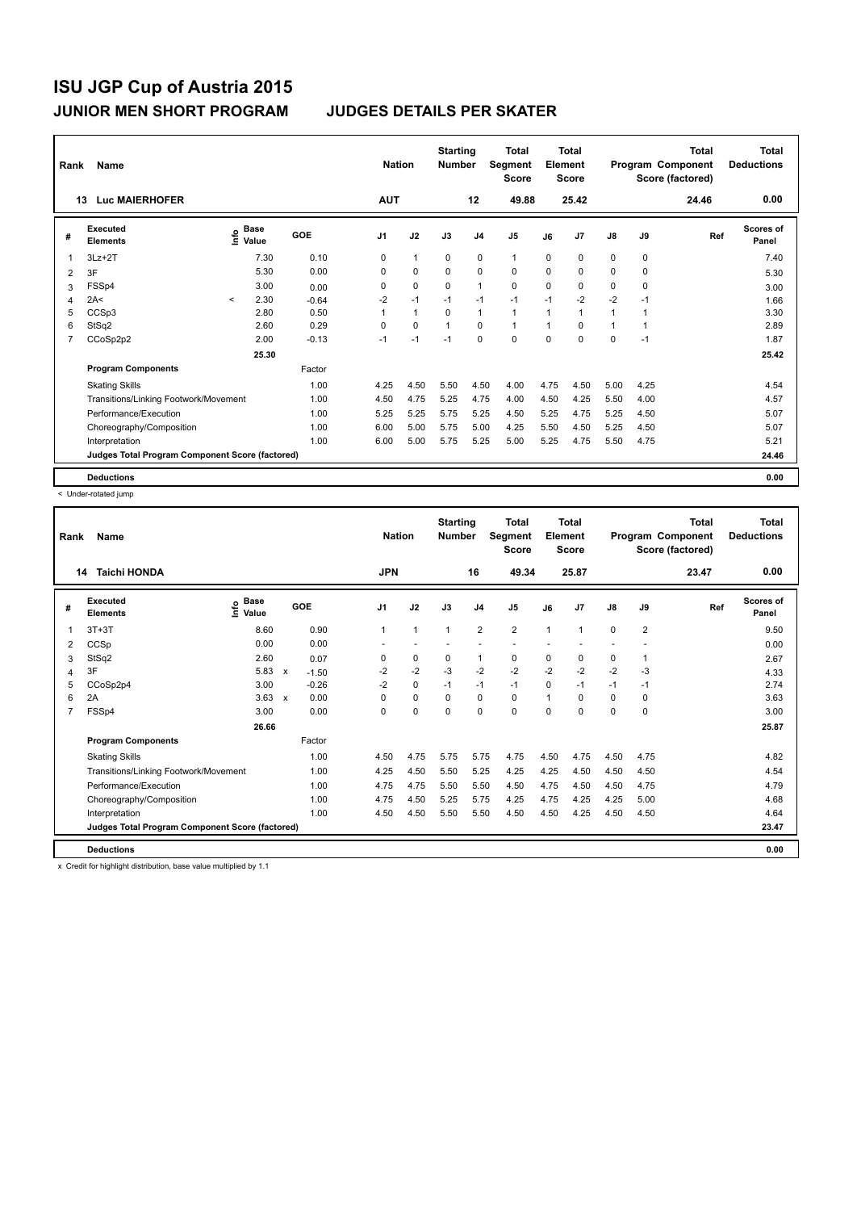# ISU JGP Cup of Austria 2015

## JUNIOR MEN SHORT PROGRAM — JUDGES DETAILS PER SKATER

| Rank | Name | Nation | Starting Number | Total Segment Score | Total Element Score | Total Program Component Score (factored) | Total Deductions |
|---|---|---|---|---|---|---|---|
| 13 | Luc MAIERHOFER | AUT | 12 | 49.88 | 25.42 | 24.46 | 0.00 |

| # | Executed Elements | Info | Base Value | GOE | J1 | J2 | J3 | J4 | J5 | J6 | J7 | J8 | J9 | Ref | Scores of Panel |
|---|---|---|---|---|---|---|---|---|---|---|---|---|---|---|---|
| 1 | 3Lz+2T | | 7.30 | 0.10 | 0 | 1 | 0 | 0 | 1 | 0 | 0 | 0 | 0 | | 7.40 |
| 2 | 3F | | 5.30 | 0.00 | 0 | 0 | 0 | 0 | 0 | 0 | 0 | 0 | 0 | | 5.30 |
| 3 | FSSp4 | | 3.00 | 0.00 | 0 | 0 | 0 | 1 | 0 | 0 | 0 | 0 | 0 | | 3.00 |
| 4 | 2A< | < | 2.30 | -0.64 | -2 | -1 | -1 | -1 | -1 | -1 | -2 | -2 | -1 | | 1.66 |
| 5 | CCSp3 | | 2.80 | 0.50 | 1 | 1 | 0 | 1 | 1 | 1 | 1 | 1 | 1 | | 3.30 |
| 6 | StSq2 | | 2.60 | 0.29 | 0 | 0 | 1 | 0 | 1 | 1 | 0 | 1 | 1 | | 2.89 |
| 7 | CCoSp2p2 | | 2.00 | -0.13 | -1 | -1 | -1 | 0 | 0 | 0 | 0 | 0 | -1 | | 1.87 |
| | | | 25.30 | | | | | | | | | | | | 25.42 |
| | **Program Components** | | | Factor | | | | | | | | | | | |
| | Skating Skills | | | 1.00 | 4.25 | 4.50 | 5.50 | 4.50 | 4.00 | 4.75 | 4.50 | 5.00 | 4.25 | | 4.54 |
| | Transitions/Linking Footwork/Movement | | | 1.00 | 4.50 | 4.75 | 5.25 | 4.75 | 4.00 | 4.50 | 4.25 | 5.50 | 4.00 | | 4.57 |
| | Performance/Execution | | | 1.00 | 5.25 | 5.25 | 5.75 | 5.25 | 4.50 | 5.25 | 4.75 | 5.25 | 4.50 | | 5.07 |
| | Choreography/Composition | | | 1.00 | 6.00 | 5.00 | 5.75 | 5.00 | 4.25 | 5.50 | 4.50 | 5.25 | 4.50 | | 5.07 |
| | Interpretation | | | 1.00 | 6.00 | 5.00 | 5.75 | 5.25 | 5.00 | 5.25 | 4.75 | 5.50 | 4.75 | | 5.21 |
| | **Judges Total Program Component Score (factored)** | | | | | | | | | | | | | | 24.46 |
| | **Deductions** | | | | | | | | | | | | | | 0.00 |

< Under-rotated jump

| Rank | Name | Nation | Starting Number | Total Segment Score | Total Element Score | Total Program Component Score (factored) | Total Deductions |
|---|---|---|---|---|---|---|---|
| 14 | Taichi HONDA | JPN | 16 | 49.34 | 25.87 | 23.47 | 0.00 |

| # | Executed Elements | Info | Base Value | | GOE | J1 | J2 | J3 | J4 | J5 | J6 | J7 | J8 | J9 | Ref | Scores of Panel |
|---|---|---|---|---|---|---|---|---|---|---|---|---|---|---|---|---|
| 1 | 3T+3T | | 8.60 | | 0.90 | 1 | 1 | 1 | 2 | 2 | 1 | 1 | 0 | 2 | | 9.50 |
| 2 | CCSp | | 0.00 | | 0.00 | - | - | - | - | - | - | - | - | - | | 0.00 |
| 3 | StSq2 | | 2.60 | | 0.07 | 0 | 0 | 0 | 1 | 0 | 0 | 0 | 0 | 1 | | 2.67 |
| 4 | 3F | | 5.83 | x | -1.50 | -2 | -2 | -3 | -2 | -2 | -2 | -2 | -2 | -3 | | 4.33 |
| 5 | CCoSp2p4 | | 3.00 | | -0.26 | -2 | 0 | -1 | -1 | -1 | 0 | -1 | -1 | -1 | | 2.74 |
| 6 | 2A | | 3.63 | x | 0.00 | 0 | 0 | 0 | 0 | 0 | 1 | 0 | 0 | 0 | | 3.63 |
| 7 | FSSp4 | | 3.00 | | 0.00 | 0 | 0 | 0 | 0 | 0 | 0 | 0 | 0 | 0 | | 3.00 |
| | | | 26.66 | | | | | | | | | | | | | 25.87 |
| | **Program Components** | | | | Factor | | | | | | | | | | | |
| | Skating Skills | | | | 1.00 | 4.50 | 4.75 | 5.75 | 5.75 | 4.75 | 4.50 | 4.75 | 4.50 | 4.75 | | 4.82 |
| | Transitions/Linking Footwork/Movement | | | | 1.00 | 4.25 | 4.50 | 5.50 | 5.25 | 4.25 | 4.25 | 4.50 | 4.50 | 4.50 | | 4.54 |
| | Performance/Execution | | | | 1.00 | 4.75 | 4.75 | 5.50 | 5.50 | 4.50 | 4.75 | 4.50 | 4.50 | 4.75 | | 4.79 |
| | Choreography/Composition | | | | 1.00 | 4.75 | 4.50 | 5.25 | 5.75 | 4.25 | 4.75 | 4.25 | 4.25 | 5.00 | | 4.68 |
| | Interpretation | | | | 1.00 | 4.50 | 4.50 | 5.50 | 5.50 | 4.50 | 4.50 | 4.25 | 4.50 | 4.50 | | 4.64 |
| | **Judges Total Program Component Score (factored)** | | | | | | | | | | | | | | | 23.47 |
| | **Deductions** | | | | | | | | | | | | | | | 0.00 |

x Credit for highlight distribution, base value multiplied by 1.1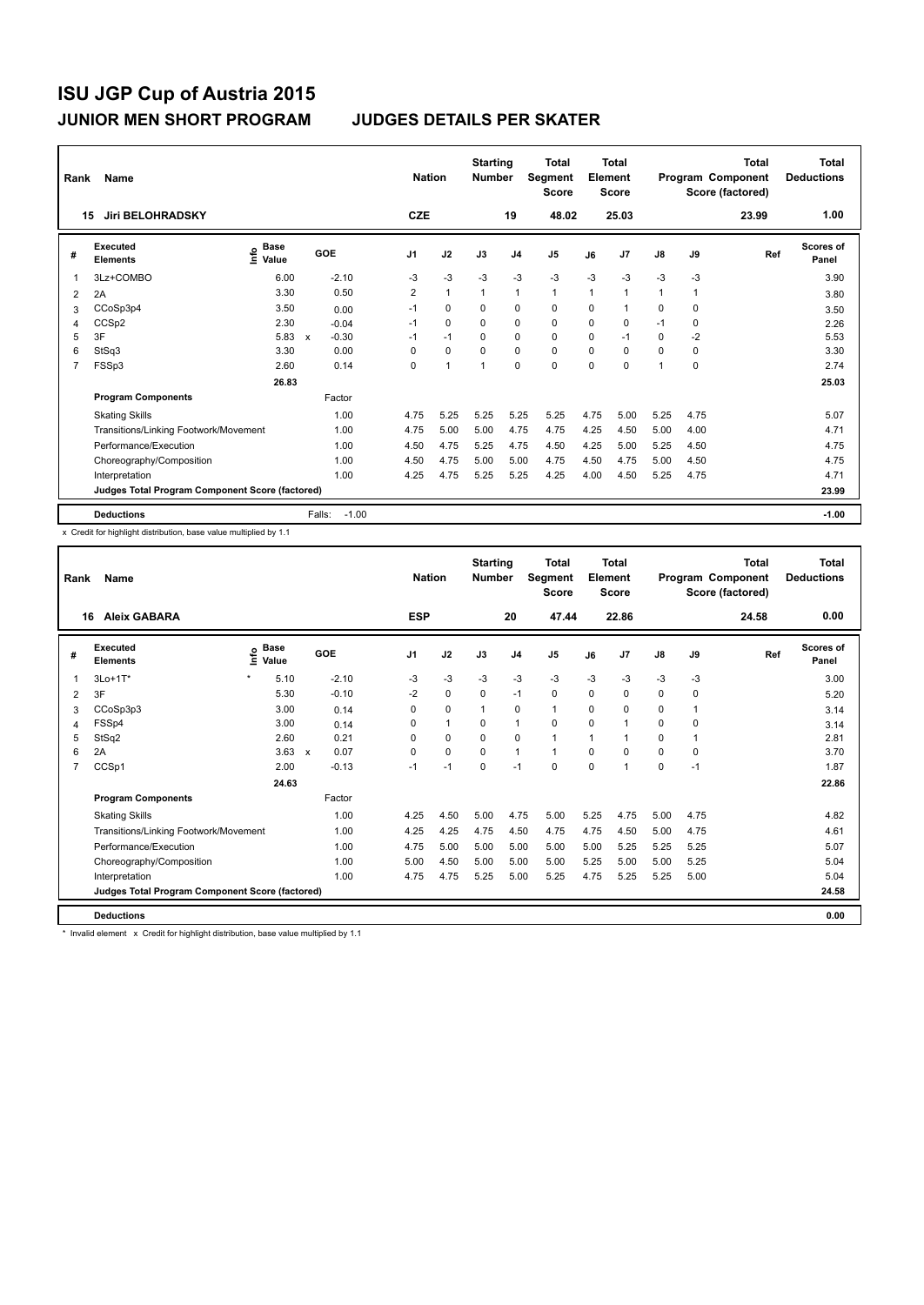# ISU JGP Cup of Austria 2015

## JUNIOR MEN SHORT PROGRAM — JUDGES DETAILS PER SKATER

| Rank | Name | Nation | Starting Number | Total Segment Score | Total Element Score | Total Program Component Score (factored) | Total Deductions |
|---|---|---|---|---|---|---|---|
| 15 | Jiri BELOHRADSKY | CZE | 19 | 48.02 | 25.03 | 23.99 | 1.00 |

| # | Executed Elements | Info | Base Value | | GOE | J1 | J2 | J3 | J4 | J5 | J6 | J7 | J8 | J9 | Ref | Scores of Panel |
|---|---|---|---|---|---|---|---|---|---|---|---|---|---|---|---|---|
| 1 | 3Lz+COMBO | | 6.00 | | -2.10 | -3 | -3 | -3 | -3 | -3 | -3 | -3 | -3 | -3 | | 3.90 |
| 2 | 2A | | 3.30 | | 0.50 | 2 | 1 | 1 | 1 | 1 | 1 | 1 | 1 | 1 | | 3.80 |
| 3 | CCoSp3p4 | | 3.50 | | 0.00 | -1 | 0 | 0 | 0 | 0 | 0 | 1 | 0 | 0 | | 3.50 |
| 4 | CCSp2 | | 2.30 | | -0.04 | -1 | 0 | 0 | 0 | 0 | 0 | 0 | -1 | 0 | | 2.26 |
| 5 | 3F | | 5.83 | x | -0.30 | -1 | -1 | 0 | 0 | 0 | 0 | -1 | 0 | -2 | | 5.53 |
| 6 | StSq3 | | 3.30 | | 0.00 | 0 | 0 | 0 | 0 | 0 | 0 | 0 | 0 | 0 | | 3.30 |
| 7 | FSSp3 | | 2.60 | | 0.14 | 0 | 1 | 1 | 0 | 0 | 0 | 0 | 1 | 0 | | 2.74 |
| | | | 26.83 | | | | | | | | | | | | | 25.03 |
| | **Program Components** | | | | Factor | | | | | | | | | | | |
| | Skating Skills | | | | 1.00 | 4.75 | 5.25 | 5.25 | 5.25 | 5.25 | 4.75 | 5.00 | 5.25 | 4.75 | | 5.07 |
| | Transitions/Linking Footwork/Movement | | | | 1.00 | 4.75 | 5.00 | 5.00 | 4.75 | 4.75 | 4.25 | 4.50 | 5.00 | 4.00 | | 4.71 |
| | Performance/Execution | | | | 1.00 | 4.50 | 4.75 | 5.25 | 4.75 | 4.50 | 4.25 | 5.00 | 5.25 | 4.50 | | 4.75 |
| | Choreography/Composition | | | | 1.00 | 4.50 | 4.75 | 5.00 | 5.00 | 4.75 | 4.50 | 4.75 | 5.00 | 4.50 | | 4.75 |
| | Interpretation | | | | 1.00 | 4.25 | 4.75 | 5.25 | 5.25 | 4.25 | 4.00 | 4.50 | 5.25 | 4.75 | | 4.71 |
| | **Judges Total Program Component Score (factored)** | | | | | | | | | | | | | | | 23.99 |
| | **Deductions** | | | | Falls: -1.00 | | | | | | | | | | | -1.00 |

x Credit for highlight distribution, base value multiplied by 1.1

| Rank | Name | Nation | Starting Number | Total Segment Score | Total Element Score | Total Program Component Score (factored) | Total Deductions |
|---|---|---|---|---|---|---|---|
| 16 | Aleix GABARA | ESP | 20 | 47.44 | 22.86 | 24.58 | 0.00 |

| # | Executed Elements | Info | Base Value | | GOE | J1 | J2 | J3 | J4 | J5 | J6 | J7 | J8 | J9 | Ref | Scores of Panel |
|---|---|---|---|---|---|---|---|---|---|---|---|---|---|---|---|---|
| 1 | 3Lo+1T* | * | 5.10 | | -2.10 | -3 | -3 | -3 | -3 | -3 | -3 | -3 | -3 | -3 | | 3.00 |
| 2 | 3F | | 5.30 | | -0.10 | -2 | 0 | 0 | -1 | 0 | 0 | 0 | 0 | 0 | | 5.20 |
| 3 | CCoSp3p3 | | 3.00 | | 0.14 | 0 | 0 | 1 | 0 | 1 | 0 | 0 | 0 | 1 | | 3.14 |
| 4 | FSSp4 | | 3.00 | | 0.14 | 0 | 1 | 0 | 1 | 0 | 0 | 1 | 0 | 0 | | 3.14 |
| 5 | StSq2 | | 2.60 | | 0.21 | 0 | 0 | 0 | 0 | 1 | 1 | 1 | 0 | 1 | | 2.81 |
| 6 | 2A | | 3.63 | x | 0.07 | 0 | 0 | 0 | 1 | 1 | 0 | 0 | 0 | 0 | | 3.70 |
| 7 | CCSp1 | | 2.00 | | -0.13 | -1 | -1 | 0 | -1 | 0 | 0 | 1 | 0 | -1 | | 1.87 |
| | | | 24.63 | | | | | | | | | | | | | 22.86 |
| | **Program Components** | | | | Factor | | | | | | | | | | | |
| | Skating Skills | | | | 1.00 | 4.25 | 4.50 | 5.00 | 4.75 | 5.00 | 5.25 | 4.75 | 5.00 | 4.75 | | 4.82 |
| | Transitions/Linking Footwork/Movement | | | | 1.00 | 4.25 | 4.25 | 4.75 | 4.50 | 4.75 | 4.75 | 4.50 | 5.00 | 4.75 | | 4.61 |
| | Performance/Execution | | | | 1.00 | 4.75 | 5.00 | 5.00 | 5.00 | 5.00 | 5.00 | 5.25 | 5.25 | 5.25 | | 5.07 |
| | Choreography/Composition | | | | 1.00 | 5.00 | 4.50 | 5.00 | 5.00 | 5.00 | 5.25 | 5.00 | 5.00 | 5.25 | | 5.04 |
| | Interpretation | | | | 1.00 | 4.75 | 4.75 | 5.25 | 5.00 | 5.25 | 4.75 | 5.25 | 5.25 | 5.00 | | 5.04 |
| | **Judges Total Program Component Score (factored)** | | | | | | | | | | | | | | | 24.58 |
| | **Deductions** | | | | | | | | | | | | | | | 0.00 |

* Invalid element x Credit for highlight distribution, base value multiplied by 1.1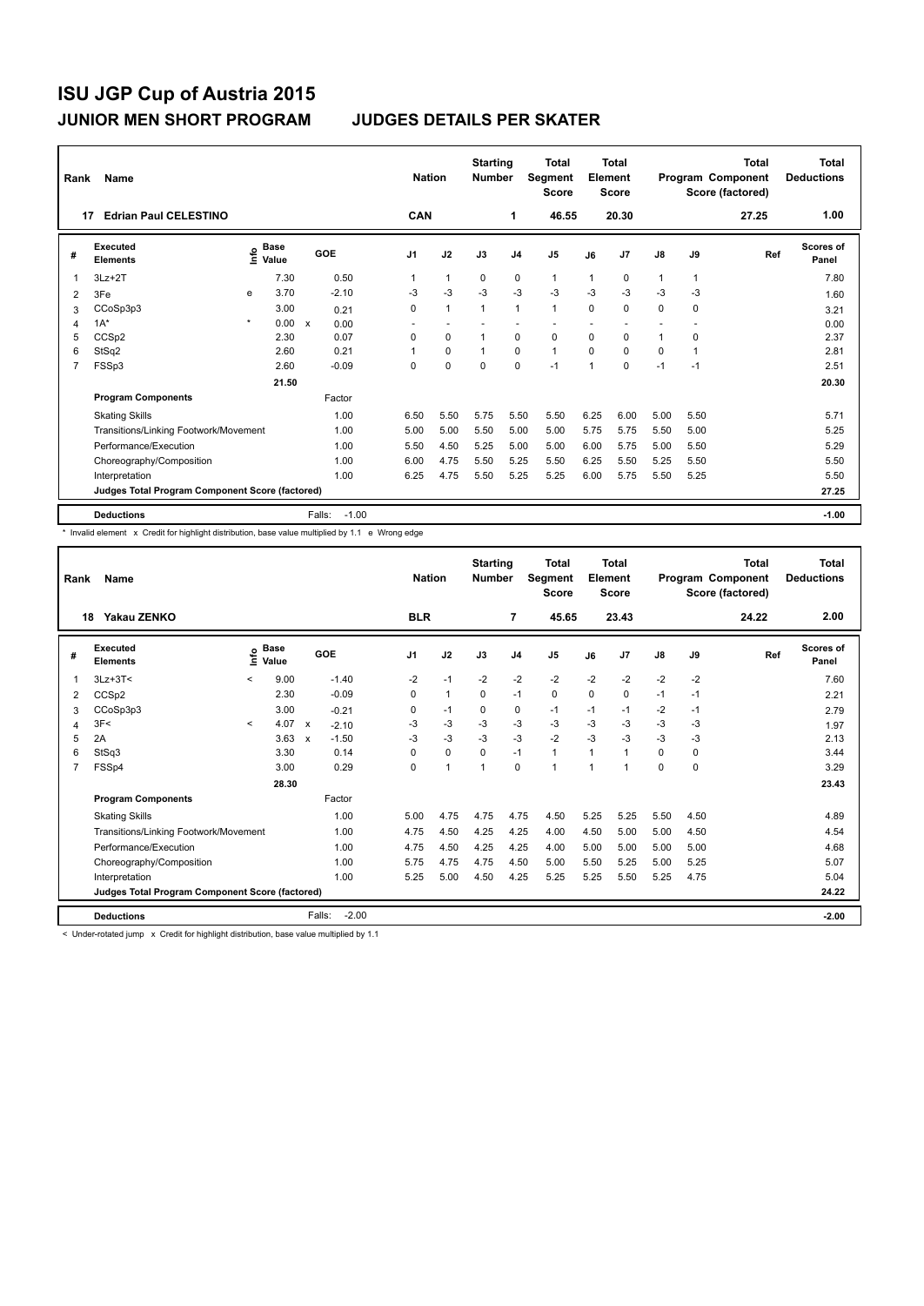# ISU JGP Cup of Austria 2015

## JUNIOR MEN SHORT PROGRAM — JUDGES DETAILS PER SKATER

| Rank | Name | Nation | Starting Number | Total Segment Score | Total Element Score | Total Program Component Score (factored) | Total Deductions |
|---|---|---|---|---|---|---|---|
| 17 | Edrian Paul CELESTINO | CAN | 1 | 46.55 | 20.30 | 27.25 | 1.00 |

| # | Executed Elements | Info | Base Value | | GOE | J1 | J2 | J3 | J4 | J5 | J6 | J7 | J8 | J9 | Ref | Scores of Panel |
|---|---|---|---|---|---|---|---|---|---|---|---|---|---|---|---|---|
| 1 | 3Lz+2T | | 7.30 | | 0.50 | 1 | 1 | 0 | 0 | 1 | 1 | 0 | 1 | 1 | | 7.80 |
| 2 | 3Fe | e | 3.70 | | -2.10 | -3 | -3 | -3 | -3 | -3 | -3 | -3 | -3 | -3 | | 1.60 |
| 3 | CCoSp3p3 | | 3.00 | | 0.21 | 0 | 1 | 1 | 1 | 1 | 0 | 0 | 0 | 0 | | 3.21 |
| 4 | 1A* | * | 0.00 | x | 0.00 | - | - | - | - | - | - | - | - | - | | 0.00 |
| 5 | CCSp2 | | 2.30 | | 0.07 | 0 | 0 | 1 | 0 | 0 | 0 | 0 | 1 | 0 | | 2.37 |
| 6 | StSq2 | | 2.60 | | 0.21 | 1 | 0 | 1 | 0 | 1 | 0 | 0 | 0 | 1 | | 2.81 |
| 7 | FSSp3 | | 2.60 | | -0.09 | 0 | 0 | 0 | 0 | -1 | 1 | 0 | -1 | -1 | | 2.51 |
| | | | 21.50 | | | | | | | | | | | | | 20.30 |
| | **Program Components** | | | | Factor | | | | | | | | | | | |
| | Skating Skills | | | | 1.00 | 6.50 | 5.50 | 5.75 | 5.50 | 5.50 | 6.25 | 6.00 | 5.00 | 5.50 | | 5.71 |
| | Transitions/Linking Footwork/Movement | | | | 1.00 | 5.00 | 5.00 | 5.50 | 5.00 | 5.00 | 5.75 | 5.75 | 5.50 | 5.00 | | 5.25 |
| | Performance/Execution | | | | 1.00 | 5.50 | 4.50 | 5.25 | 5.00 | 5.00 | 6.00 | 5.75 | 5.00 | 5.50 | | 5.29 |
| | Choreography/Composition | | | | 1.00 | 6.00 | 4.75 | 5.50 | 5.25 | 5.50 | 6.25 | 5.50 | 5.25 | 5.50 | | 5.50 |
| | Interpretation | | | | 1.00 | 6.25 | 4.75 | 5.50 | 5.25 | 5.25 | 6.00 | 5.75 | 5.50 | 5.25 | | 5.50 |
| | **Judges Total Program Component Score (factored)** | | | | | | | | | | | | | | | 27.25 |
| | **Deductions** | | | Falls: | -1.00 | | | | | | | | | | | -1.00 |

\* Invalid element x Credit for highlight distribution, base value multiplied by 1.1 e Wrong edge

| Rank | Name | Nation | Starting Number | Total Segment Score | Total Element Score | Total Program Component Score (factored) | Total Deductions |
|---|---|---|---|---|---|---|---|
| 18 | Yakau ZENKO | BLR | 7 | 45.65 | 23.43 | 24.22 | 2.00 |

| # | Executed Elements | Info | Base Value | | GOE | J1 | J2 | J3 | J4 | J5 | J6 | J7 | J8 | J9 | Ref | Scores of Panel |
|---|---|---|---|---|---|---|---|---|---|---|---|---|---|---|---|---|
| 1 | 3Lz+3T< | < | 9.00 | | -1.40 | -2 | -1 | -2 | -2 | -2 | -2 | -2 | -2 | -2 | | 7.60 |
| 2 | CCSp2 | | 2.30 | | -0.09 | 0 | 1 | 0 | -1 | 0 | 0 | 0 | -1 | -1 | | 2.21 |
| 3 | CCoSp3p3 | | 3.00 | | -0.21 | 0 | -1 | 0 | 0 | -1 | -1 | -1 | -2 | -1 | | 2.79 |
| 4 | 3F< | < | 4.07 | x | -2.10 | -3 | -3 | -3 | -3 | -3 | -3 | -3 | -3 | -3 | | 1.97 |
| 5 | 2A | | 3.63 | x | -1.50 | -3 | -3 | -3 | -3 | -2 | -3 | -3 | -3 | -3 | | 2.13 |
| 6 | StSq3 | | 3.30 | | 0.14 | 0 | 0 | 0 | -1 | 1 | 1 | 1 | 0 | 0 | | 3.44 |
| 7 | FSSp4 | | 3.00 | | 0.29 | 0 | 1 | 1 | 0 | 1 | 1 | 1 | 0 | 0 | | 3.29 |
| | | | 28.30 | | | | | | | | | | | | | 23.43 |
| | **Program Components** | | | | Factor | | | | | | | | | | | |
| | Skating Skills | | | | 1.00 | 5.00 | 4.75 | 4.75 | 4.75 | 4.50 | 5.25 | 5.25 | 5.50 | 4.50 | | 4.89 |
| | Transitions/Linking Footwork/Movement | | | | 1.00 | 4.75 | 4.50 | 4.25 | 4.25 | 4.00 | 4.50 | 5.00 | 5.00 | 4.50 | | 4.54 |
| | Performance/Execution | | | | 1.00 | 4.75 | 4.50 | 4.25 | 4.25 | 4.00 | 5.00 | 5.00 | 5.00 | 5.00 | | 4.68 |
| | Choreography/Composition | | | | 1.00 | 5.75 | 4.75 | 4.75 | 4.50 | 5.00 | 5.50 | 5.25 | 5.00 | 5.25 | | 5.07 |
| | Interpretation | | | | 1.00 | 5.25 | 5.00 | 4.50 | 4.25 | 5.25 | 5.25 | 5.50 | 5.25 | 4.75 | | 5.04 |
| | **Judges Total Program Component Score (factored)** | | | | | | | | | | | | | | | 24.22 |
| | **Deductions** | | | Falls: | -2.00 | | | | | | | | | | | -2.00 |

< Under-rotated jump x Credit for highlight distribution, base value multiplied by 1.1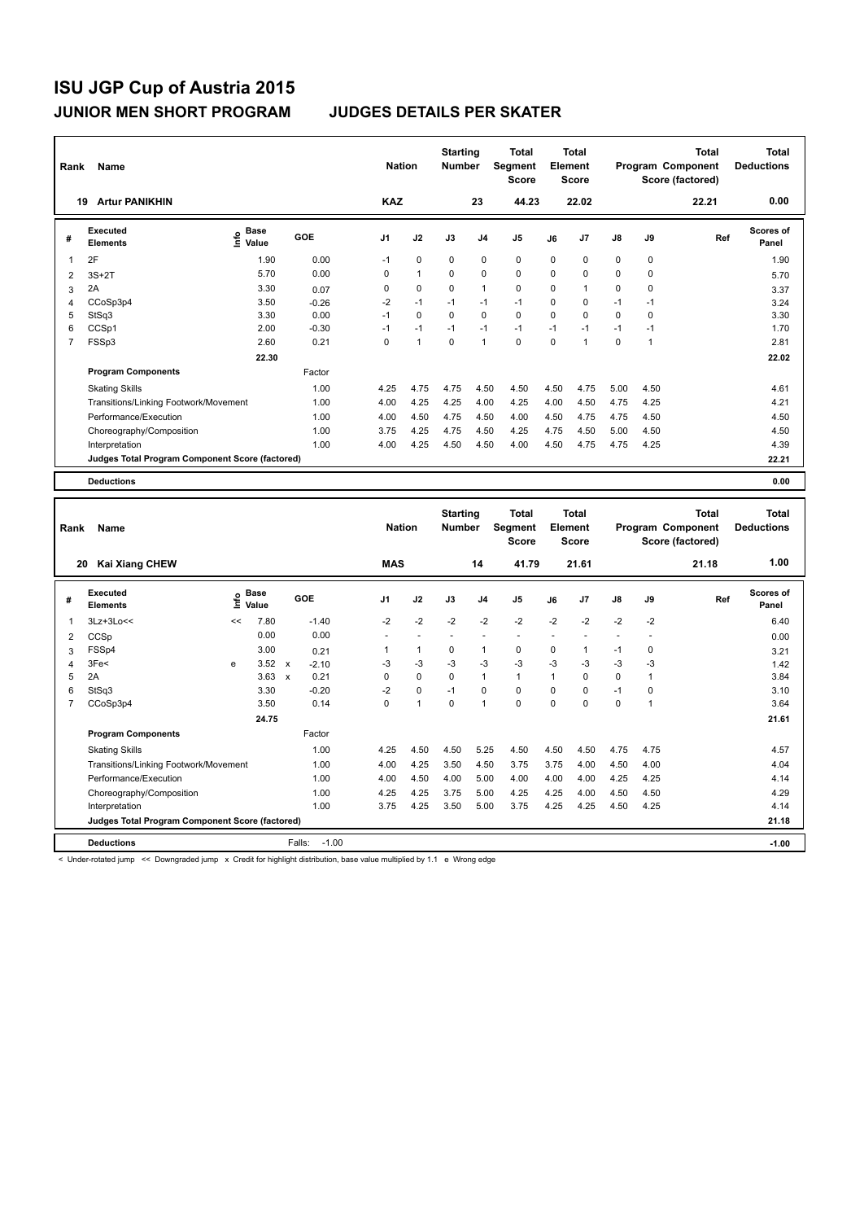# ISU JGP Cup of Austria 2015

## JUNIOR MEN SHORT PROGRAM — JUDGES DETAILS PER SKATER

| Rank | Name | Nation | Starting Number | Total Segment Score | Total Element Score | Total Program Component Score (factored) | Total Deductions |
|---|---|---|---|---|---|---|---|
| 19 | Artur PANIKHIN | KAZ | 23 | 44.23 | 22.02 | 22.21 | 0.00 |

| # | Executed Elements | Info | Base Value | GOE | J1 | J2 | J3 | J4 | J5 | J6 | J7 | J8 | J9 | Ref | Scores of Panel |
|---|---|---|---|---|---|---|---|---|---|---|---|---|---|---|---|
| 1 | 2F | | 1.90 | 0.00 | -1 | 0 | 0 | 0 | 0 | 0 | 0 | 0 | 0 | | 1.90 |
| 2 | 3S+2T | | 5.70 | 0.00 | 0 | 1 | 0 | 0 | 0 | 0 | 0 | 0 | 0 | | 5.70 |
| 3 | 2A | | 3.30 | 0.07 | 0 | 0 | 0 | 1 | 0 | 0 | 1 | 0 | 0 | | 3.37 |
| 4 | CCoSp3p4 | | 3.50 | -0.26 | -2 | -1 | -1 | -1 | -1 | 0 | 0 | -1 | -1 | | 3.24 |
| 5 | StSq3 | | 3.30 | 0.00 | -1 | 0 | 0 | 0 | 0 | 0 | 0 | 0 | 0 | | 3.30 |
| 6 | CCSp1 | | 2.00 | -0.30 | -1 | -1 | -1 | -1 | -1 | -1 | -1 | -1 | -1 | | 1.70 |
| 7 | FSSp3 | | 2.60 | 0.21 | 0 | 1 | 0 | 1 | 0 | 0 | 1 | 0 | 1 | | 2.81 |
| | | | 22.30 | | | | | | | | | | | | 22.02 |
| | **Program Components** | | | Factor | | | | | | | | | | | |
| | Skating Skills | | | 1.00 | 4.25 | 4.75 | 4.75 | 4.50 | 4.50 | 4.50 | 4.75 | 5.00 | 4.50 | | 4.61 |
| | Transitions/Linking Footwork/Movement | | | 1.00 | 4.00 | 4.25 | 4.25 | 4.00 | 4.25 | 4.00 | 4.50 | 4.75 | 4.25 | | 4.21 |
| | Performance/Execution | | | 1.00 | 4.00 | 4.50 | 4.75 | 4.50 | 4.00 | 4.50 | 4.75 | 4.75 | 4.50 | | 4.50 |
| | Choreography/Composition | | | 1.00 | 3.75 | 4.25 | 4.75 | 4.50 | 4.25 | 4.75 | 4.50 | 5.00 | 4.50 | | 4.50 |
| | Interpretation | | | 1.00 | 4.00 | 4.25 | 4.50 | 4.50 | 4.00 | 4.50 | 4.75 | 4.75 | 4.25 | | 4.39 |
| | Judges Total Program Component Score (factored) | | | | | | | | | | | | | | 22.21 |
| | **Deductions** | | | | | | | | | | | | | | 0.00 |

| Rank | Name | Nation | Starting Number | Total Segment Score | Total Element Score | Total Program Component Score (factored) | Total Deductions |
|---|---|---|---|---|---|---|---|
| 20 | Kai Xiang CHEW | MAS | 14 | 41.79 | 21.61 | 21.18 | 1.00 |

| # | Executed Elements | Info | Base Value | GOE | J1 | J2 | J3 | J4 | J5 | J6 | J7 | J8 | J9 | Ref | Scores of Panel |
|---|---|---|---|---|---|---|---|---|---|---|---|---|---|---|---|
| 1 | 3Lz+3Lo<< | << | 7.80 | -1.40 | -2 | -2 | -2 | -2 | -2 | -2 | -2 | -2 | -2 | | 6.40 |
| 2 | CCSp | | 0.00 | 0.00 | - | - | - | - | - | - | - | - | - | | 0.00 |
| 3 | FSSp4 | | 3.00 | 0.21 | 1 | 1 | 0 | 1 | 0 | 0 | 1 | -1 | 0 | | 3.21 |
| 4 | 3Fe< | e | 3.52 x | -2.10 | -3 | -3 | -3 | -3 | -3 | -3 | -3 | -3 | -3 | | 1.42 |
| 5 | 2A | | 3.63 x | 0.21 | 0 | 0 | 0 | 1 | 1 | 1 | 0 | 0 | 1 | | 3.84 |
| 6 | StSq3 | | 3.30 | -0.20 | -2 | 0 | -1 | 0 | 0 | 0 | 0 | -1 | 0 | | 3.10 |
| 7 | CCoSp3p4 | | 3.50 | 0.14 | 0 | 1 | 0 | 1 | 0 | 0 | 0 | 0 | 1 | | 3.64 |
| | | | 24.75 | | | | | | | | | | | | 21.61 |
| | **Program Components** | | | Factor | | | | | | | | | | | |
| | Skating Skills | | | 1.00 | 4.25 | 4.50 | 4.50 | 5.25 | 4.50 | 4.50 | 4.50 | 4.75 | 4.75 | | 4.57 |
| | Transitions/Linking Footwork/Movement | | | 1.00 | 4.00 | 4.25 | 3.50 | 4.50 | 3.75 | 3.75 | 4.00 | 4.50 | 4.00 | | 4.04 |
| | Performance/Execution | | | 1.00 | 4.00 | 4.50 | 4.00 | 5.00 | 4.00 | 4.00 | 4.00 | 4.25 | 4.25 | | 4.14 |
| | Choreography/Composition | | | 1.00 | 4.25 | 4.25 | 3.75 | 5.00 | 4.25 | 4.25 | 4.00 | 4.50 | 4.50 | | 4.29 |
| | Interpretation | | | 1.00 | 3.75 | 4.25 | 3.50 | 5.00 | 3.75 | 4.25 | 4.25 | 4.50 | 4.25 | | 4.14 |
| | Judges Total Program Component Score (factored) | | | | | | | | | | | | | | 21.18 |
| | **Deductions** | | | Falls: -1.00 | | | | | | | | | | | -1.00 |

< Under-rotated jump << Downgraded jump x Credit for highlight distribution, base value multiplied by 1.1 e Wrong edge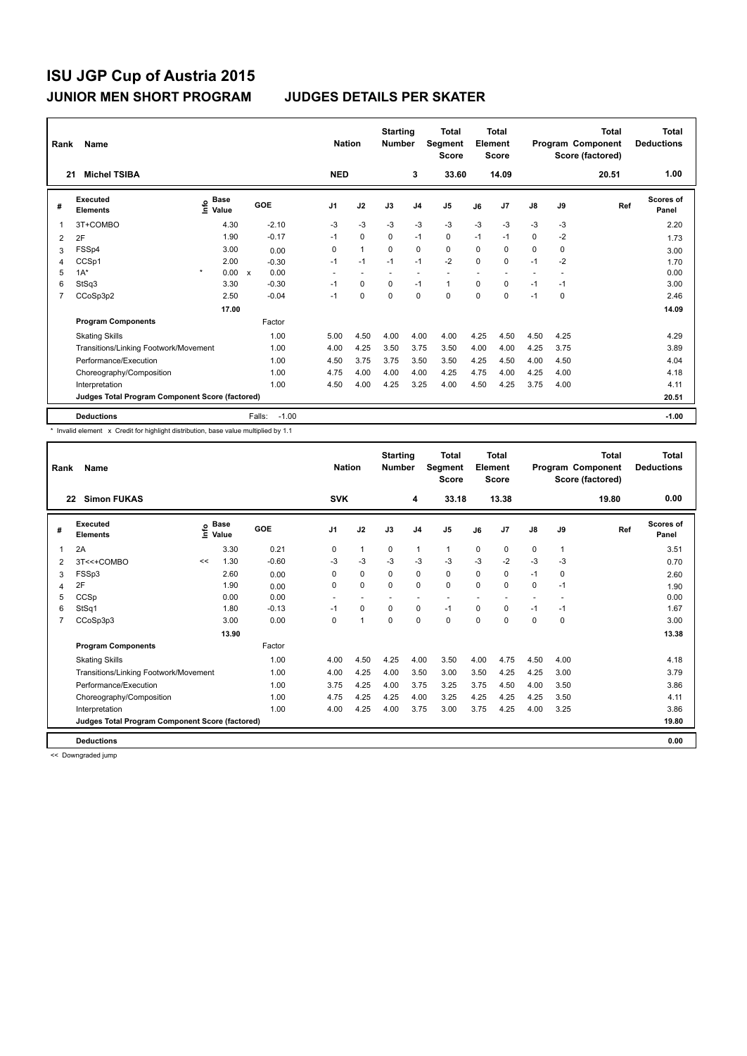# ISU JGP Cup of Austria 2015

## JUNIOR MEN SHORT PROGRAM — JUDGES DETAILS PER SKATER

| Rank | Name | Nation | Starting Number | Total Segment Score | Total Element Score | Total Program Component Score (factored) | Total Deductions |
|---|---|---|---|---|---|---|---|
| 21 | Michel TSIBA | NED | 3 | 33.60 | 14.09 | 20.51 | 1.00 |

| # | Executed Elements | Info | Base Value | | GOE | J1 | J2 | J3 | J4 | J5 | J6 | J7 | J8 | J9 | Ref | Scores of Panel |
|---|---|---|---|---|---|---|---|---|---|---|---|---|---|---|---|---|
| 1 | 3T+COMBO | | 4.30 | | -2.10 | -3 | -3 | -3 | -3 | -3 | -3 | -3 | -3 | -3 | | 2.20 |
| 2 | 2F | | 1.90 | | -0.17 | -1 | 0 | 0 | -1 | 0 | -1 | -1 | 0 | -2 | | 1.73 |
| 3 | FSSp4 | | 3.00 | | 0.00 | 0 | 1 | 0 | 0 | 0 | 0 | 0 | 0 | 0 | | 3.00 |
| 4 | CCSp1 | | 2.00 | | -0.30 | -1 | -1 | -1 | -1 | -2 | 0 | 0 | -1 | -2 | | 1.70 |
| 5 | 1A* | * | 0.00 | x | 0.00 | - | - | - | - | - | - | - | - | - | | 0.00 |
| 6 | StSq3 | | 3.30 | | -0.30 | -1 | 0 | 0 | -1 | 1 | 0 | 0 | -1 | -1 | | 3.00 |
| 7 | CCoSp3p2 | | 2.50 | | -0.04 | -1 | 0 | 0 | 0 | 0 | 0 | 0 | -1 | 0 | | 2.46 |
| | | | 17.00 | | | | | | | | | | | | | 14.09 |
| | **Program Components** | | | | Factor | | | | | | | | | | | |
| | Skating Skills | | | | 1.00 | 5.00 | 4.50 | 4.00 | 4.00 | 4.00 | 4.25 | 4.50 | 4.50 | 4.25 | | 4.29 |
| | Transitions/Linking Footwork/Movement | | | | 1.00 | 4.00 | 4.25 | 3.50 | 3.75 | 3.50 | 4.00 | 4.00 | 4.25 | 3.75 | | 3.89 |
| | Performance/Execution | | | | 1.00 | 4.50 | 3.75 | 3.75 | 3.50 | 3.50 | 4.25 | 4.50 | 4.00 | 4.50 | | 4.04 |
| | Choreography/Composition | | | | 1.00 | 4.75 | 4.00 | 4.00 | 4.00 | 4.25 | 4.75 | 4.00 | 4.25 | 4.00 | | 4.18 |
| | Interpretation | | | | 1.00 | 4.50 | 4.00 | 4.25 | 3.25 | 4.00 | 4.50 | 4.25 | 3.75 | 4.00 | | 4.11 |
| | Judges Total Program Component Score (factored) | | | | | | | | | | | | | | | 20.51 |
| | **Deductions** | | | | Falls: -1.00 | | | | | | | | | | | -1.00 |

\* Invalid element x Credit for highlight distribution, base value multiplied by 1.1

| Rank | Name | Nation | Starting Number | Total Segment Score | Total Element Score | Total Program Component Score (factored) | Total Deductions |
|---|---|---|---|---|---|---|---|
| 22 | Simon FUKAS | SVK | 4 | 33.18 | 13.38 | 19.80 | 0.00 |

| # | Executed Elements | Info | Base Value | GOE | J1 | J2 | J3 | J4 | J5 | J6 | J7 | J8 | J9 | Ref | Scores of Panel |
|---|---|---|---|---|---|---|---|---|---|---|---|---|---|---|---|
| 1 | 2A | | 3.30 | 0.21 | 0 | 1 | 0 | 1 | 1 | 0 | 0 | 0 | 1 | | 3.51 |
| 2 | 3T<<+COMBO | << | 1.30 | -0.60 | -3 | -3 | -3 | -3 | -3 | -3 | -2 | -3 | -3 | | 0.70 |
| 3 | FSSp3 | | 2.60 | 0.00 | 0 | 0 | 0 | 0 | 0 | 0 | 0 | -1 | 0 | | 2.60 |
| 4 | 2F | | 1.90 | 0.00 | 0 | 0 | 0 | 0 | 0 | 0 | 0 | 0 | -1 | | 1.90 |
| 5 | CCSp | | 0.00 | 0.00 | - | - | - | - | - | - | - | - | - | | 0.00 |
| 6 | StSq1 | | 1.80 | -0.13 | -1 | 0 | 0 | 0 | -1 | 0 | 0 | -1 | -1 | | 1.67 |
| 7 | CCoSp3p3 | | 3.00 | 0.00 | 0 | 1 | 0 | 0 | 0 | 0 | 0 | 0 | 0 | | 3.00 |
| | | | 13.90 | | | | | | | | | | | | 13.38 |
| | **Program Components** | | | Factor | | | | | | | | | | | |
| | Skating Skills | | | 1.00 | 4.00 | 4.50 | 4.25 | 4.00 | 3.50 | 4.00 | 4.75 | 4.50 | 4.00 | | 4.18 |
| | Transitions/Linking Footwork/Movement | | | 1.00 | 4.00 | 4.25 | 4.00 | 3.50 | 3.00 | 3.50 | 4.25 | 4.25 | 3.00 | | 3.79 |
| | Performance/Execution | | | 1.00 | 3.75 | 4.25 | 4.00 | 3.75 | 3.25 | 3.75 | 4.50 | 4.00 | 3.50 | | 3.86 |
| | Choreography/Composition | | | 1.00 | 4.75 | 4.25 | 4.25 | 4.00 | 3.25 | 4.25 | 4.25 | 4.25 | 3.50 | | 4.11 |
| | Interpretation | | | 1.00 | 4.00 | 4.25 | 4.00 | 3.75 | 3.00 | 3.75 | 4.25 | 4.00 | 3.25 | | 3.86 |
| | Judges Total Program Component Score (factored) | | | | | | | | | | | | | | 19.80 |
| | **Deductions** | | | | | | | | | | | | | | 0.00 |

<< Downgraded jump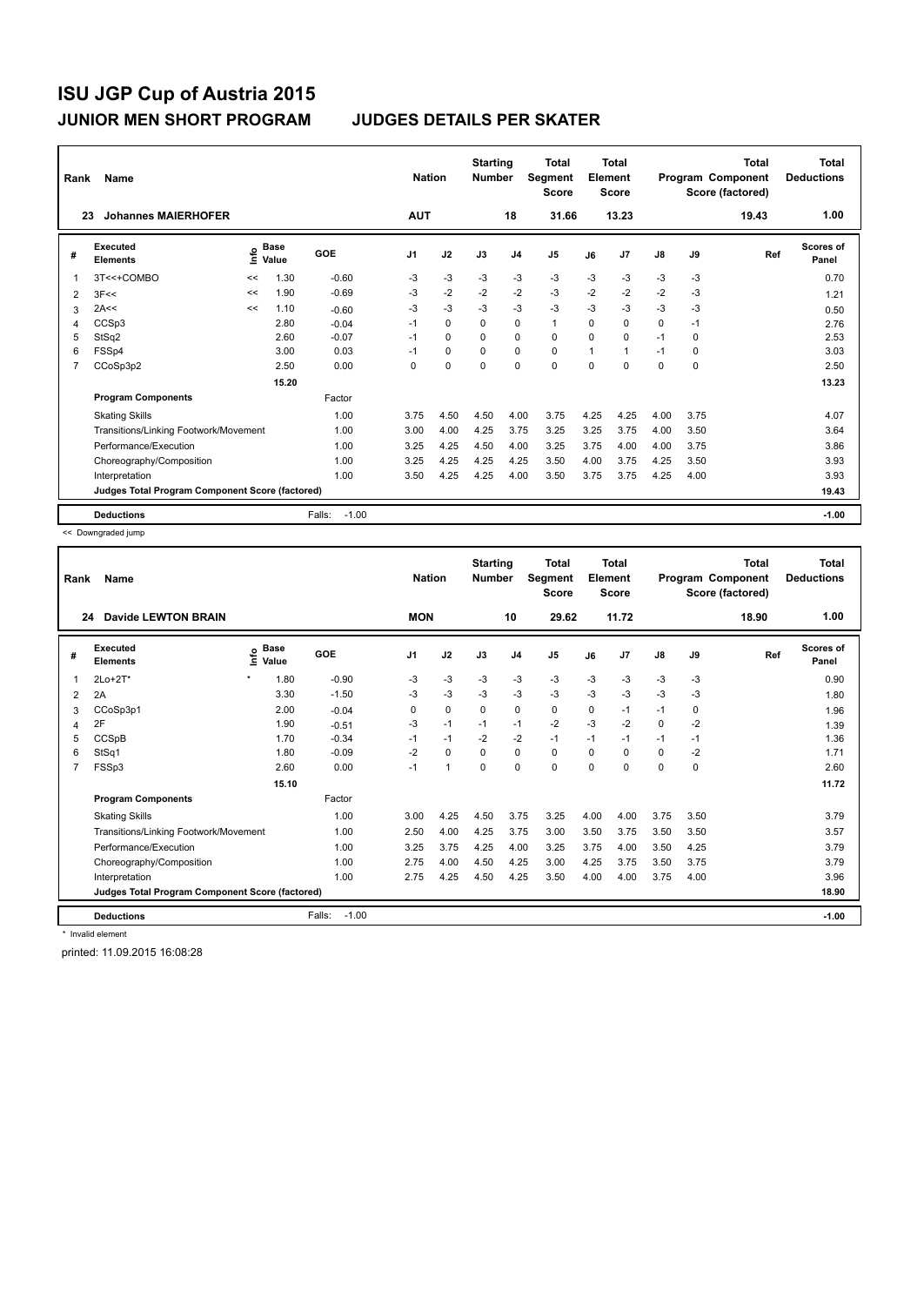# ISU JGP Cup of Austria 2015

## JUNIOR MEN SHORT PROGRAM — JUDGES DETAILS PER SKATER

| Rank | Name | Nation | Starting Number | Total Segment Score | Total Element Score | Total Program Component Score (factored) | Total Deductions |
|---|---|---|---|---|---|---|---|
| 23 | Johannes MAIERHOFER | AUT | 18 | 31.66 | 13.23 | 19.43 | 1.00 |

| # | Executed Elements | Info | Base Value | GOE | J1 | J2 | J3 | J4 | J5 | J6 | J7 | J8 | J9 | Ref | Scores of Panel |
|---|---|---|---|---|---|---|---|---|---|---|---|---|---|---|---|
| 1 | 3T<<+COMBO | << | 1.30 | -0.60 | -3 | -3 | -3 | -3 | -3 | -3 | -3 | -3 | -3 | | 0.70 |
| 2 | 3F<< | << | 1.90 | -0.69 | -3 | -2 | -2 | -2 | -3 | -2 | -2 | -2 | -3 | | 1.21 |
| 3 | 2A<< | << | 1.10 | -0.60 | -3 | -3 | -3 | -3 | -3 | -3 | -3 | -3 | -3 | | 0.50 |
| 4 | CCSp3 | | 2.80 | -0.04 | -1 | 0 | 0 | 0 | 1 | 0 | 0 | 0 | -1 | | 2.76 |
| 5 | StSq2 | | 2.60 | -0.07 | -1 | 0 | 0 | 0 | 0 | 0 | 0 | -1 | 0 | | 2.53 |
| 6 | FSSp4 | | 3.00 | 0.03 | -1 | 0 | 0 | 0 | 0 | 1 | 1 | -1 | 0 | | 3.03 |
| 7 | CCoSp3p2 | | 2.50 | 0.00 | 0 | 0 | 0 | 0 | 0 | 0 | 0 | 0 | 0 | | 2.50 |
| | | | 15.20 | | | | | | | | | | | | 13.23 |
| | **Program Components** | | | Factor | | | | | | | | | | | |
| | Skating Skills | | | 1.00 | 3.75 | 4.50 | 4.50 | 4.00 | 3.75 | 4.25 | 4.25 | 4.00 | 3.75 | | 4.07 |
| | Transitions/Linking Footwork/Movement | | | 1.00 | 3.00 | 4.00 | 4.25 | 3.75 | 3.25 | 3.25 | 3.75 | 4.00 | 3.50 | | 3.64 |
| | Performance/Execution | | | 1.00 | 3.25 | 4.25 | 4.50 | 4.00 | 3.25 | 3.75 | 4.00 | 4.00 | 3.75 | | 3.86 |
| | Choreography/Composition | | | 1.00 | 3.25 | 4.25 | 4.25 | 4.25 | 3.50 | 4.00 | 3.75 | 4.25 | 3.50 | | 3.93 |
| | Interpretation | | | 1.00 | 3.50 | 4.25 | 4.25 | 4.00 | 3.50 | 3.75 | 3.75 | 4.25 | 4.00 | | 3.93 |
| | **Judges Total Program Component Score (factored)** | | | | | | | | | | | | | | 19.43 |
| | **Deductions** | | | Falls: -1.00 | | | | | | | | | | | -1.00 |

<< Downgraded jump

| Rank | Name | Nation | Starting Number | Total Segment Score | Total Element Score | Total Program Component Score (factored) | Total Deductions |
|---|---|---|---|---|---|---|---|
| 24 | Davide LEWTON BRAIN | MON | 10 | 29.62 | 11.72 | 18.90 | 1.00 |

| # | Executed Elements | Info | Base Value | GOE | J1 | J2 | J3 | J4 | J5 | J6 | J7 | J8 | J9 | Ref | Scores of Panel |
|---|---|---|---|---|---|---|---|---|---|---|---|---|---|---|---|
| 1 | 2Lo+2T* | * | 1.80 | -0.90 | -3 | -3 | -3 | -3 | -3 | -3 | -3 | -3 | -3 | | 0.90 |
| 2 | 2A | | 3.30 | -1.50 | -3 | -3 | -3 | -3 | -3 | -3 | -3 | -3 | -3 | | 1.80 |
| 3 | CCoSp3p1 | | 2.00 | -0.04 | 0 | 0 | 0 | 0 | 0 | 0 | -1 | -1 | 0 | | 1.96 |
| 4 | 2F | | 1.90 | -0.51 | -3 | -1 | -1 | -1 | -2 | -3 | -2 | 0 | -2 | | 1.39 |
| 5 | CCSpB | | 1.70 | -0.34 | -1 | -1 | -2 | -2 | -1 | -1 | -1 | -1 | -1 | | 1.36 |
| 6 | StSq1 | | 1.80 | -0.09 | -2 | 0 | 0 | 0 | 0 | 0 | 0 | 0 | -2 | | 1.71 |
| 7 | FSSp3 | | 2.60 | 0.00 | -1 | 1 | 0 | 0 | 0 | 0 | 0 | 0 | 0 | | 2.60 |
| | | | 15.10 | | | | | | | | | | | | 11.72 |
| | **Program Components** | | | Factor | | | | | | | | | | | |
| | Skating Skills | | | 1.00 | 3.00 | 4.25 | 4.50 | 3.75 | 3.25 | 4.00 | 4.00 | 3.75 | 3.50 | | 3.79 |
| | Transitions/Linking Footwork/Movement | | | 1.00 | 2.50 | 4.00 | 4.25 | 3.75 | 3.00 | 3.50 | 3.75 | 3.50 | 3.50 | | 3.57 |
| | Performance/Execution | | | 1.00 | 3.25 | 3.75 | 4.25 | 4.00 | 3.25 | 3.75 | 4.00 | 3.50 | 4.25 | | 3.79 |
| | Choreography/Composition | | | 1.00 | 2.75 | 4.00 | 4.50 | 4.25 | 3.00 | 4.25 | 3.75 | 3.50 | 3.75 | | 3.79 |
| | Interpretation | | | 1.00 | 2.75 | 4.25 | 4.50 | 4.25 | 3.50 | 4.00 | 4.00 | 3.75 | 4.00 | | 3.96 |
| | **Judges Total Program Component Score (factored)** | | | | | | | | | | | | | | 18.90 |
| | **Deductions** | | | Falls: -1.00 | | | | | | | | | | | -1.00 |

\* Invalid element

printed: 11.09.2015 16:08:28